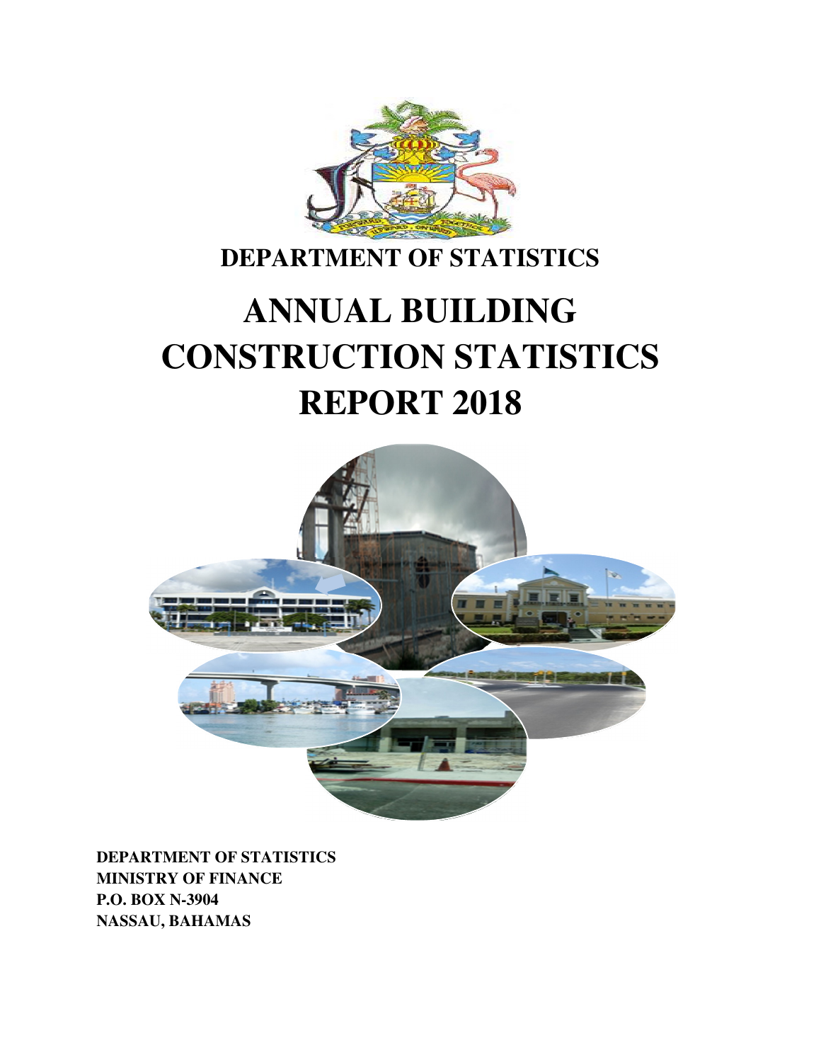**DEPARTMENT OF STATISTICS**

# ANNUAL BUILDING CONSTRUCTION STATISTICS REPORT 2018

**DEPARTMENT OF STATISTICS**
**MINISTRY OF FINANCE**
**P.O. BOX N-3904**
**NASSAU, BAHAMAS**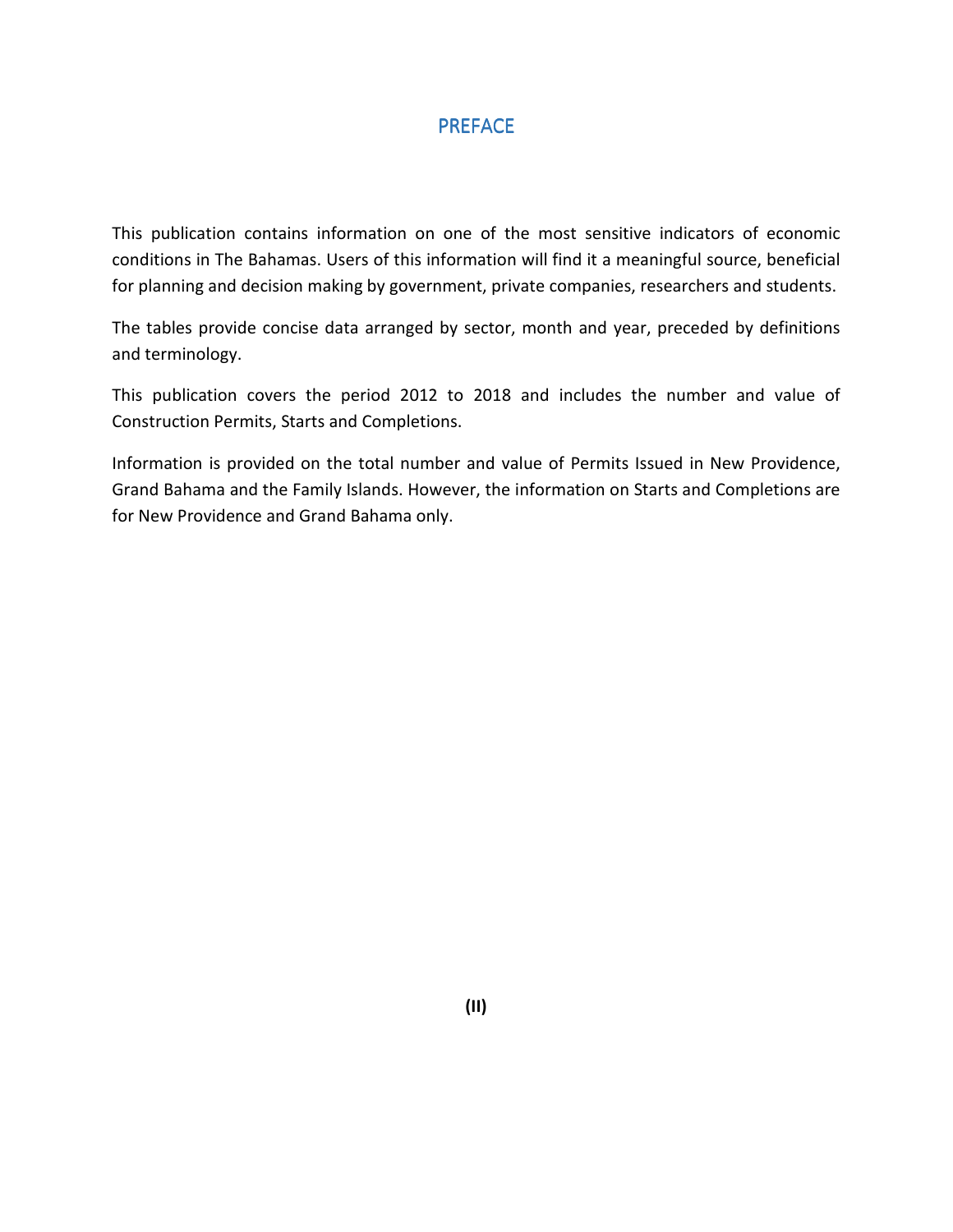# PREFACE

This publication contains information on one of the most sensitive indicators of economic conditions in The Bahamas. Users of this information will find it a meaningful source, beneficial for planning and decision making by government, private companies, researchers and students.

The tables provide concise data arranged by sector, month and year, preceded by definitions and terminology.

This publication covers the period 2012 to 2018 and includes the number and value of Construction Permits, Starts and Completions.

Information is provided on the total number and value of Permits Issued in New Providence, Grand Bahama and the Family Islands. However, the information on Starts and Completions are for New Providence and Grand Bahama only.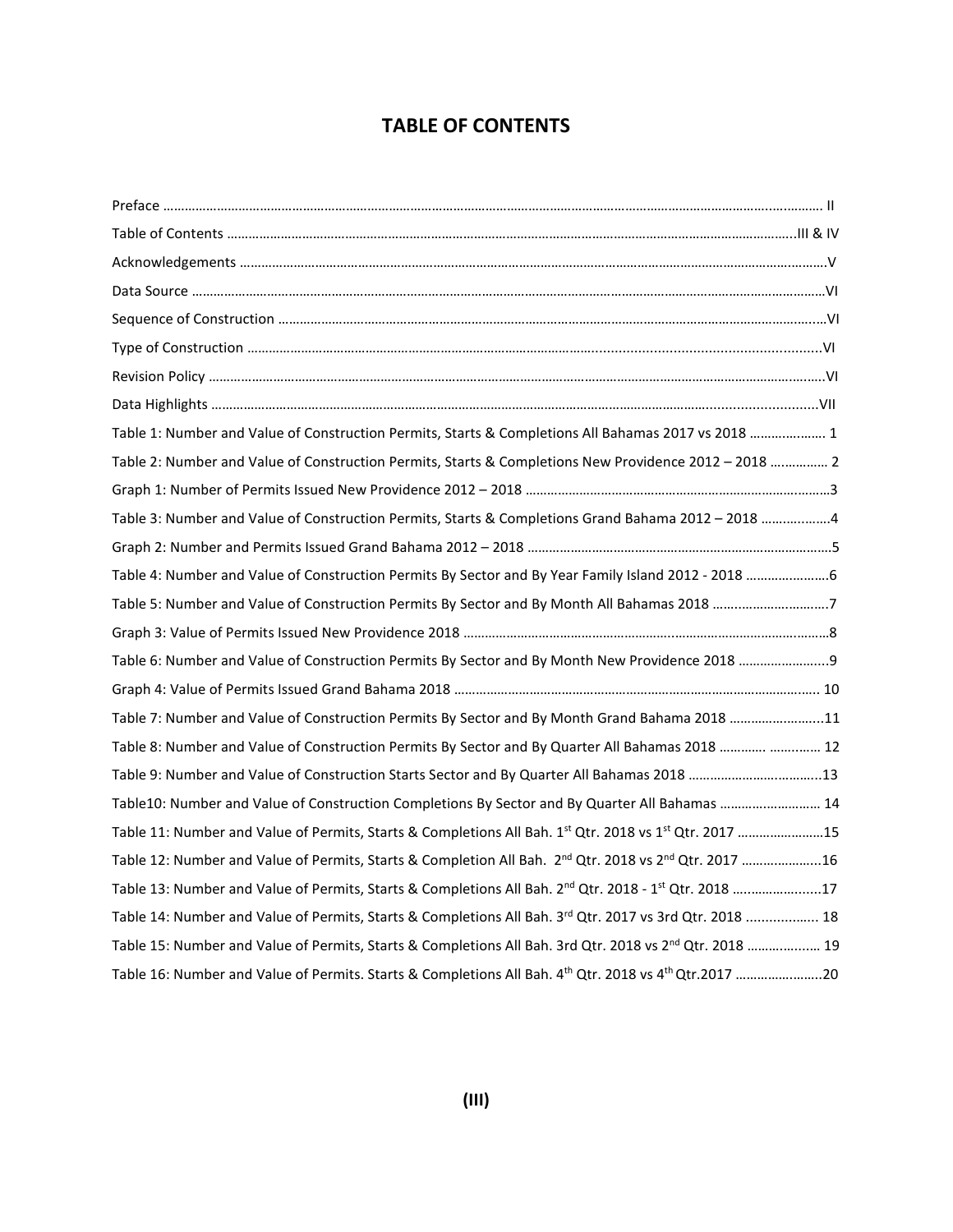# TABLE OF CONTENTS

Preface ………………………………………………………………………………………………………………………………………………………… II

Table of Contents ……………………………………………………………………………………………………………………………………..III & IV

Acknowledgements ………………………………………………………………………………………………………………………………………V

Data Source …………………………………………………………………………………………………………………………………………………VI

Sequence of Construction ……………………………………………………………………………………………………………………………VI

Type of Construction ……………………………………………………………………………………………………………………………………VI

Revision Policy ………………………………………………………………………………………………………………………………………………VI

Data Highlights ……………………………………………………………………………………………………………………………………………VII

Table 1: Number and Value of Construction Permits, Starts & Completions All Bahamas 2017 vs 2018 ………………… 1

Table 2: Number and Value of Construction Permits, Starts & Completions New Providence 2012 – 2018 ……………. 2

Graph 1: Number of Permits Issued New Providence 2012 – 2018 ………………………………………………………………………3

Table 3: Number and Value of Construction Permits, Starts & Completions Grand Bahama 2012 – 2018 ……………….4

Graph 2: Number and Permits Issued Grand Bahama 2012 – 2018 ………………………………………………………………………5

Table 4: Number and Value of Construction Permits By Sector and By Year Family Island 2012 - 2018 ………………….6

Table 5: Number and Value of Construction Permits By Sector and By Month All Bahamas 2018 …………………………..7

Graph 3: Value of Permits Issued New Providence 2018 ……………………………………………………………………………………8

Table 6: Number and Value of Construction Permits By Sector and By Month New Providence 2018 ……………………..9

Graph 4: Value of Permits Issued Grand Bahama 2018 ……………………………………………………………………………………. 10

Table 7: Number and Value of Construction Permits By Sector and By Month Grand Bahama 2018 ……………………...11

Table 8: Number and Value of Construction Permits By Sector and By Quarter All Bahamas 2018 …………. …….…… 12

Table 9: Number and Value of Construction Starts Sector and By Quarter All Bahamas 2018 ……………………………..13

Table10: Number and Value of Construction Completions By Sector and By Quarter All Bahamas ………………………. 14

Table 11: Number and Value of Permits, Starts & Completions All Bah. 1st Qtr. 2018 vs 1st Qtr. 2017 ……………………15

Table 12: Number and Value of Permits, Starts & Completion All Bah. 2nd Qtr. 2018 vs 2nd Qtr. 2017 …………………...16

Table 13: Number and Value of Permits, Starts & Completions All Bah. 2nd Qtr. 2018 - 1st Qtr. 2018 …………………....17

Table 14: Number and Value of Permits, Starts & Completions All Bah. 3rd Qtr. 2017 vs 3rd Qtr. 2018 ……………….. 18

Table 15: Number and Value of Permits, Starts & Completions All Bah. 3rd Qtr. 2018 vs 2nd Qtr. 2018 ……………..… 19

Table 16: Number and Value of Permits. Starts & Completions All Bah. 4th Qtr. 2018 vs 4th Qtr.2017 ……………………20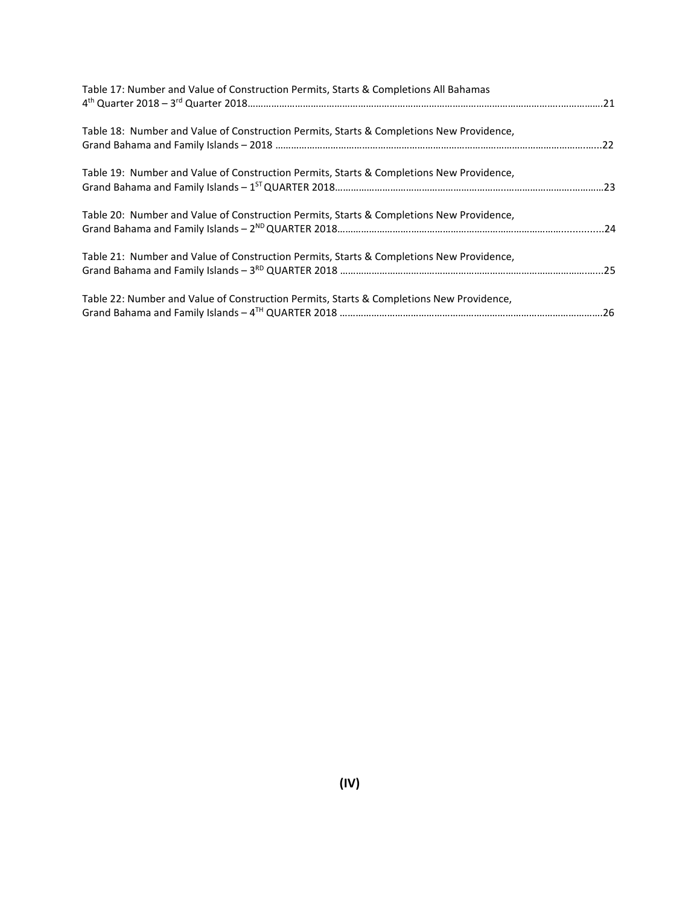Table 17: Number and Value of Construction Permits, Starts & Completions All Bahamas 4th Quarter 2018 – 3rd Quarter 2018……………………………………………………………………………………………………………………21

Table 18: Number and Value of Construction Permits, Starts & Completions New Providence, Grand Bahama and Family Islands – 2018 ……………………………………………………………………………………………………...22

Table 19: Number and Value of Construction Permits, Starts & Completions New Providence, Grand Bahama and Family Islands – 1ST QUARTER 2018…………………………………………………………………………………………23

Table 20: Number and Value of Construction Permits, Starts & Completions New Providence, Grand Bahama and Family Islands – 2ND QUARTER 2018………………………………………………………………………………...24

Table 21: Number and Value of Construction Permits, Starts & Completions New Providence, Grand Bahama and Family Islands – 3RD QUARTER 2018 ………………………………………………………………………………….25

Table 22: Number and Value of Construction Permits, Starts & Completions New Providence, Grand Bahama and Family Islands – 4TH QUARTER 2018 ………………………………………………………………………………….26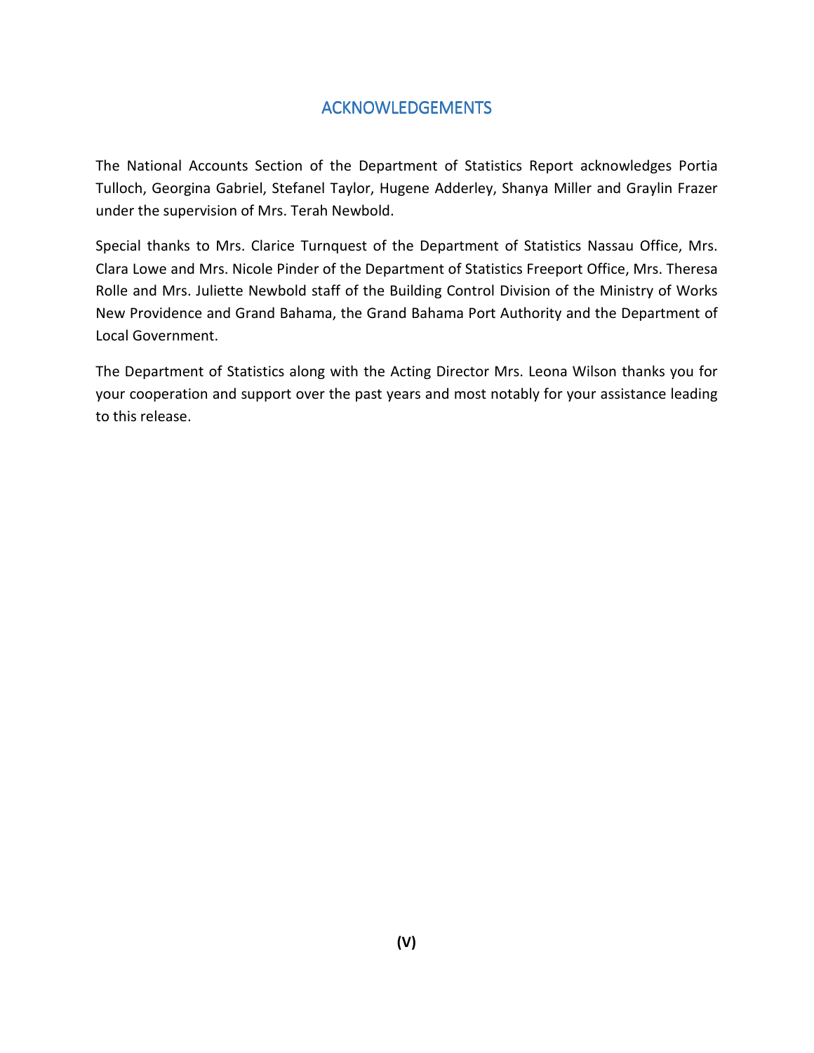# ACKNOWLEDGEMENTS

The National Accounts Section of the Department of Statistics Report acknowledges Portia Tulloch, Georgina Gabriel, Stefanel Taylor, Hugene Adderley, Shanya Miller and Graylin Frazer under the supervision of Mrs. Terah Newbold.

Special thanks to Mrs. Clarice Turnquest of the Department of Statistics Nassau Office, Mrs. Clara Lowe and Mrs. Nicole Pinder of the Department of Statistics Freeport Office, Mrs. Theresa Rolle and Mrs. Juliette Newbold staff of the Building Control Division of the Ministry of Works New Providence and Grand Bahama, the Grand Bahama Port Authority and the Department of Local Government.

The Department of Statistics along with the Acting Director Mrs. Leona Wilson thanks you for your cooperation and support over the past years and most notably for your assistance leading to this release.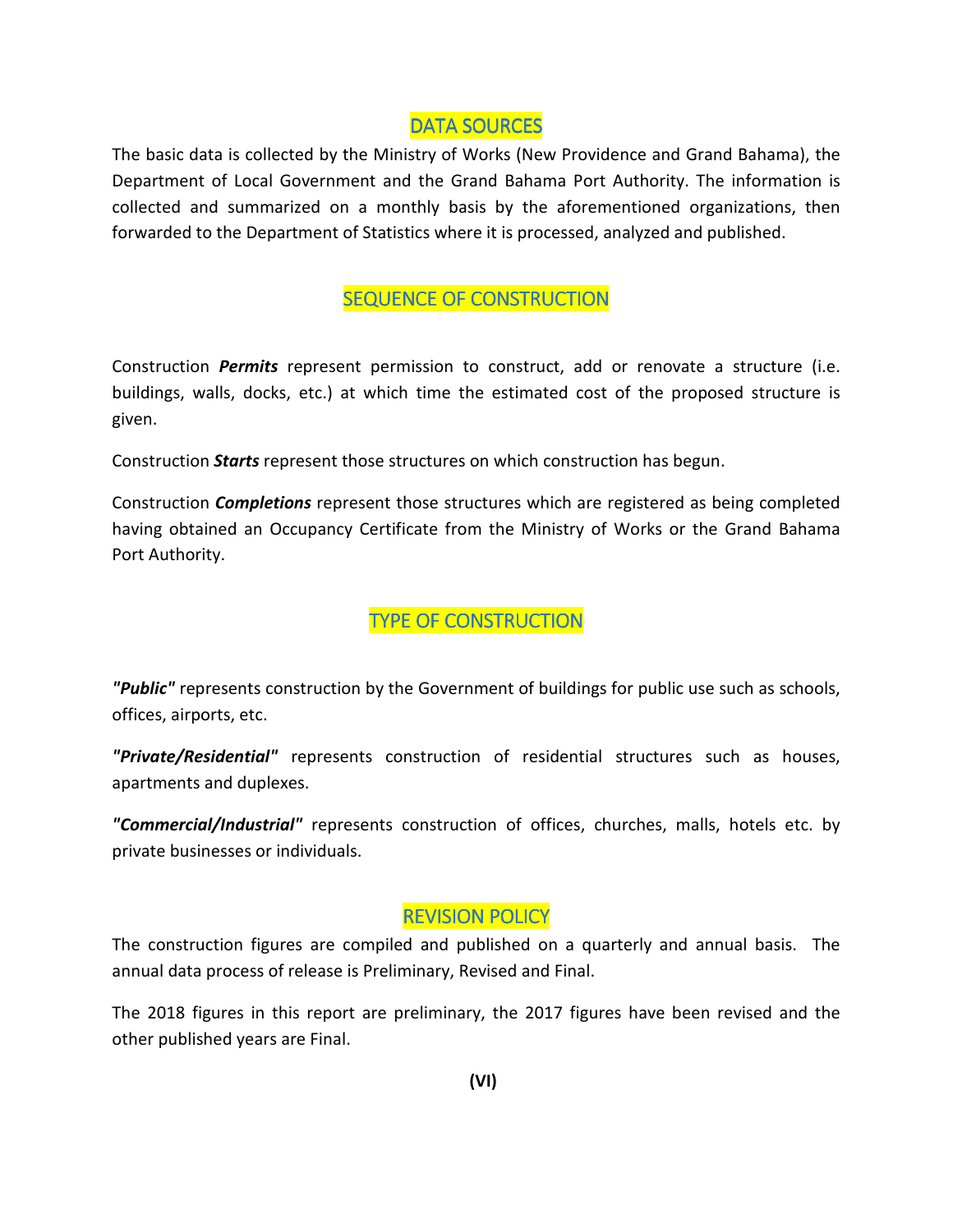## DATA SOURCES

The basic data is collected by the Ministry of Works (New Providence and Grand Bahama), the Department of Local Government and the Grand Bahama Port Authority. The information is collected and summarized on a monthly basis by the aforementioned organizations, then forwarded to the Department of Statistics where it is processed, analyzed and published.

## SEQUENCE OF CONSTRUCTION

Construction ***Permits*** represent permission to construct, add or renovate a structure (i.e. buildings, walls, docks, etc.) at which time the estimated cost of the proposed structure is given.

Construction ***Starts*** represent those structures on which construction has begun.

Construction ***Completions*** represent those structures which are registered as being completed having obtained an Occupancy Certificate from the Ministry of Works or the Grand Bahama Port Authority.

## TYPE OF CONSTRUCTION

***"Public"*** represents construction by the Government of buildings for public use such as schools, offices, airports, etc.

***"Private/Residential"*** represents construction of residential structures such as houses, apartments and duplexes.

***"Commercial/Industrial"*** represents construction of offices, churches, malls, hotels etc. by private businesses or individuals.

## REVISION POLICY

The construction figures are compiled and published on a quarterly and annual basis. The annual data process of release is Preliminary, Revised and Final.

The 2018 figures in this report are preliminary, the 2017 figures have been revised and the other published years are Final.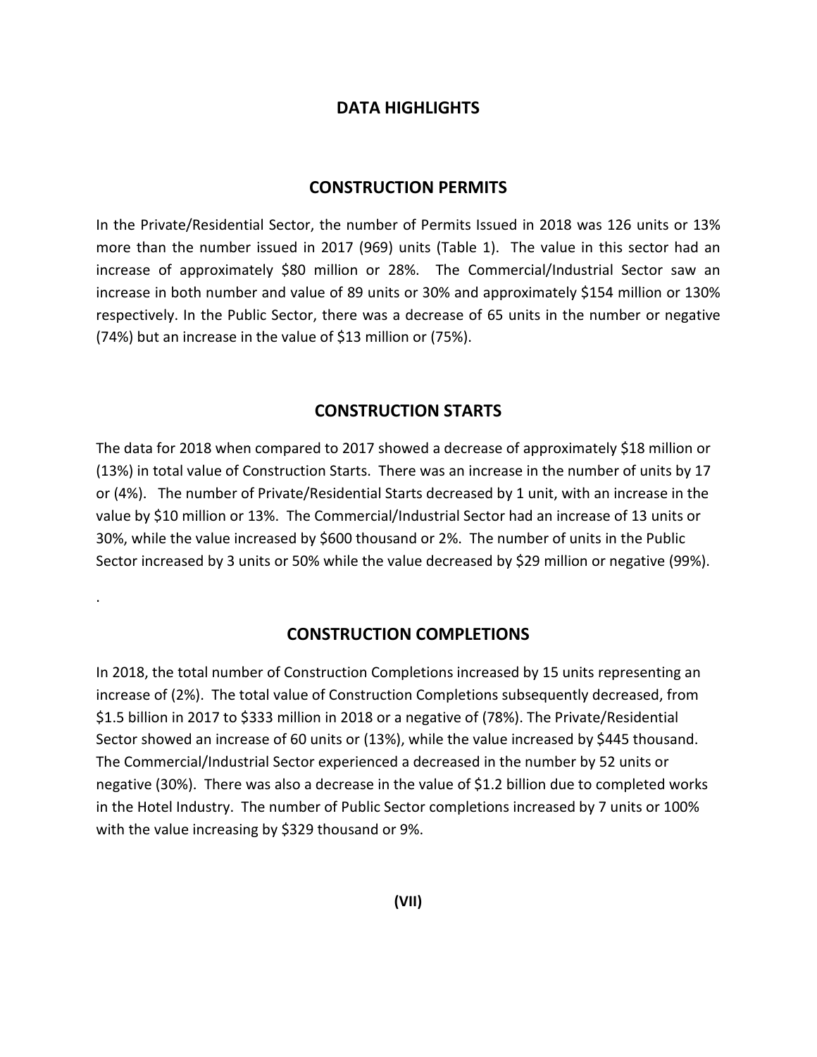# DATA HIGHLIGHTS

## CONSTRUCTION PERMITS

In the Private/Residential Sector, the number of Permits Issued in 2018 was 126 units or 13% more than the number issued in 2017 (969) units (Table 1). The value in this sector had an increase of approximately $80 million or 28%. The Commercial/Industrial Sector saw an increase in both number and value of 89 units or 30% and approximately $154 million or 130% respectively. In the Public Sector, there was a decrease of 65 units in the number or negative (74%) but an increase in the value of $13 million or (75%).

## CONSTRUCTION STARTS

The data for 2018 when compared to 2017 showed a decrease of approximately $18 million or (13%) in total value of Construction Starts. There was an increase in the number of units by 17 or (4%). The number of Private/Residential Starts decreased by 1 unit, with an increase in the value by $10 million or 13%. The Commercial/Industrial Sector had an increase of 13 units or 30%, while the value increased by $600 thousand or 2%. The number of units in the Public Sector increased by 3 units or 50% while the value decreased by $29 million or negative (99%).

.

## CONSTRUCTION COMPLETIONS

In 2018, the total number of Construction Completions increased by 15 units representing an increase of (2%). The total value of Construction Completions subsequently decreased, from $1.5 billion in 2017 to $333 million in 2018 or a negative of (78%). The Private/Residential Sector showed an increase of 60 units or (13%), while the value increased by $445 thousand. The Commercial/Industrial Sector experienced a decreased in the number by 52 units or negative (30%). There was also a decrease in the value of $1.2 billion due to completed works in the Hotel Industry. The number of Public Sector completions increased by 7 units or 100% with the value increasing by $329 thousand or 9%.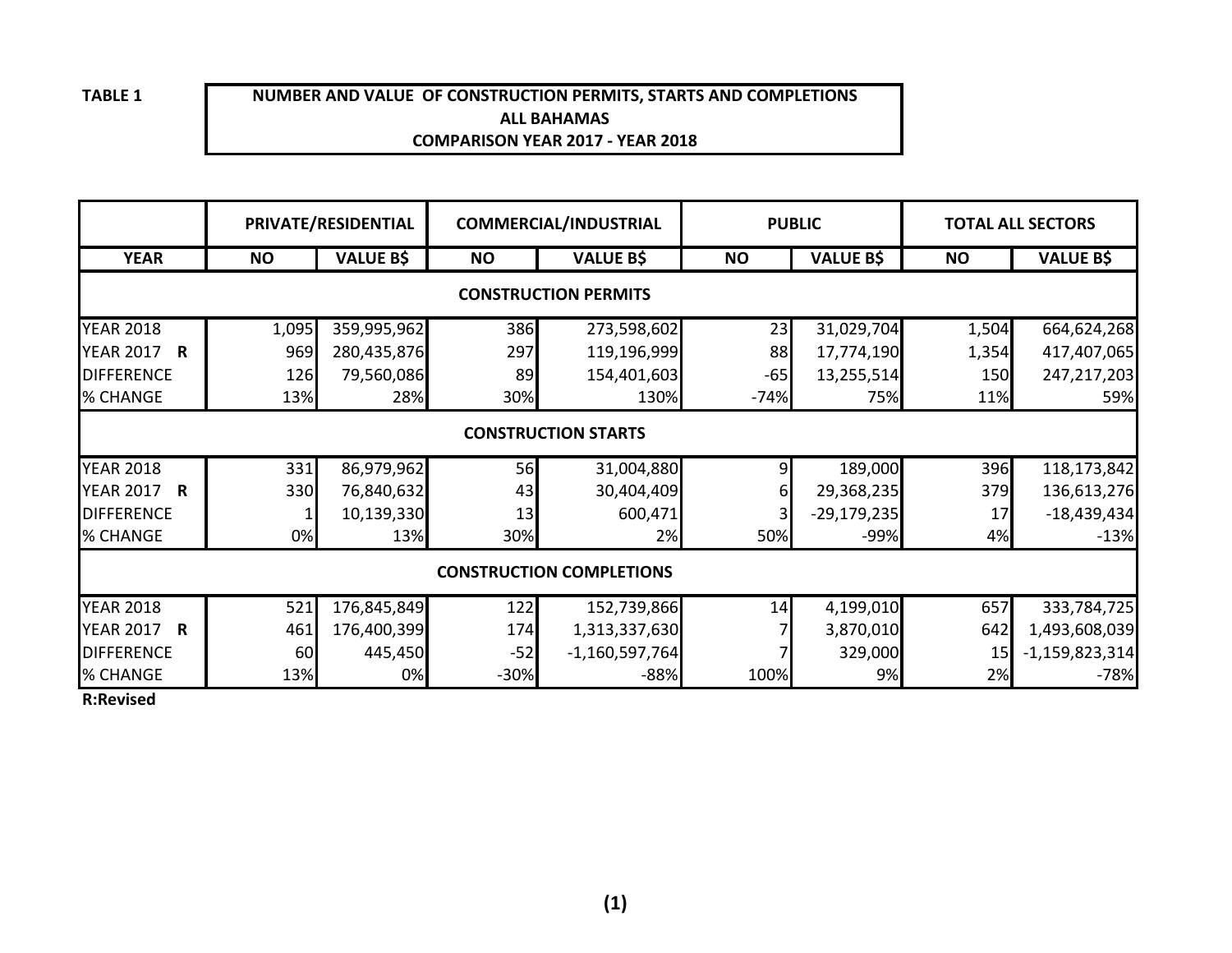**TABLE 1**

**NUMBER AND VALUE OF CONSTRUCTION PERMITS, STARTS AND COMPLETIONS**
**ALL BAHAMAS**
**COMPARISON YEAR 2017 - YEAR 2018**

| | PRIVATE/RESIDENTIAL | | COMMERCIAL/INDUSTRIAL | | PUBLIC | | TOTAL ALL SECTORS | |
|---|---|---|---|---|---|---|---|---|
| **YEAR** | **NO** | **VALUE B$** | **NO** | **VALUE B$** | **NO** | **VALUE B$** | **NO** | **VALUE B$** |
| **CONSTRUCTION PERMITS** | | | | | | | | |
| YEAR 2018 | 1,095 | 359,995,962 | 386 | 273,598,602 | 23 | 31,029,704 | 1,504 | 664,624,268 |
| YEAR 2017 **R** | 969 | 280,435,876 | 297 | 119,196,999 | 88 | 17,774,190 | 1,354 | 417,407,065 |
| DIFFERENCE | 126 | 79,560,086 | 89 | 154,401,603 | -65 | 13,255,514 | 150 | 247,217,203 |
| % CHANGE | 13% | 28% | 30% | 130% | -74% | 75% | 11% | 59% |
| **CONSTRUCTION STARTS** | | | | | | | | |
| YEAR 2018 | 331 | 86,979,962 | 56 | 31,004,880 | 9 | 189,000 | 396 | 118,173,842 |
| YEAR 2017 **R** | 330 | 76,840,632 | 43 | 30,404,409 | 6 | 29,368,235 | 379 | 136,613,276 |
| DIFFERENCE | 1 | 10,139,330 | 13 | 600,471 | 3 | -29,179,235 | 17 | -18,439,434 |
| % CHANGE | 0% | 13% | 30% | 2% | 50% | -99% | 4% | -13% |
| **CONSTRUCTION COMPLETIONS** | | | | | | | | |
| YEAR 2018 | 521 | 176,845,849 | 122 | 152,739,866 | 14 | 4,199,010 | 657 | 333,784,725 |
| YEAR 2017 **R** | 461 | 176,400,399 | 174 | 1,313,337,630 | 7 | 3,870,010 | 642 | 1,493,608,039 |
| DIFFERENCE | 60 | 445,450 | -52 | -1,160,597,764 | 7 | 329,000 | 15 | -1,159,823,314 |
| % CHANGE | 13% | 0% | -30% | -88% | 100% | 9% | 2% | -78% |

**R:Revised**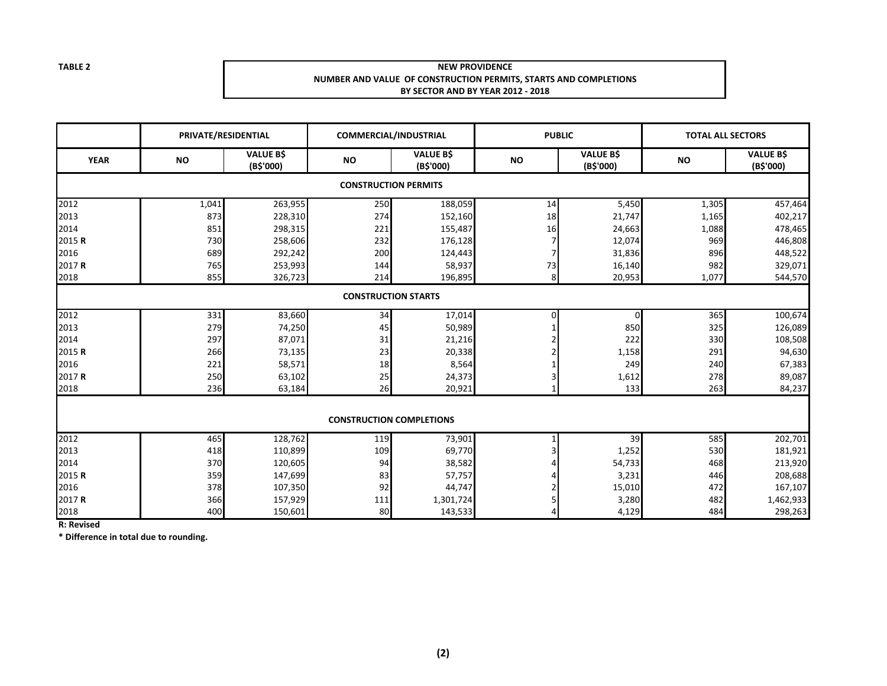**TABLE 2**

**NEW PROVIDENCE**
**NUMBER AND VALUE OF CONSTRUCTION PERMITS, STARTS AND COMPLETIONS**
**BY SECTOR AND BY YEAR 2012 - 2018**

| | PRIVATE/RESIDENTIAL | | COMMERCIAL/INDUSTRIAL | | PUBLIC | | TOTAL ALL SECTORS | |
|---|---|---|---|---|---|---|---|---|
| **YEAR** | **NO** | **VALUE B$ (B$'000)** | **NO** | **VALUE B$ (B$'000)** | **NO** | **VALUE B$ (B$'000)** | **NO** | **VALUE B$ (B$'000)** |
| **CONSTRUCTION PERMITS** | | | | | | | | |
| 2012 | 1,041 | 263,955 | 250 | 188,059 | 14 | 5,450 | 1,305 | 457,464 |
| 2013 | 873 | 228,310 | 274 | 152,160 | 18 | 21,747 | 1,165 | 402,217 |
| 2014 | 851 | 298,315 | 221 | 155,487 | 16 | 24,663 | 1,088 | 478,465 |
| 2015 **R** | 730 | 258,606 | 232 | 176,128 | 7 | 12,074 | 969 | 446,808 |
| 2016 | 689 | 292,242 | 200 | 124,443 | 7 | 31,836 | 896 | 448,522 |
| 2017 **R** | 765 | 253,993 | 144 | 58,937 | 73 | 16,140 | 982 | 329,071 |
| 2018 | 855 | 326,723 | 214 | 196,895 | 8 | 20,953 | 1,077 | 544,570 |
| **CONSTRUCTION STARTS** | | | | | | | | |
| 2012 | 331 | 83,660 | 34 | 17,014 | 0 | 0 | 365 | 100,674 |
| 2013 | 279 | 74,250 | 45 | 50,989 | 1 | 850 | 325 | 126,089 |
| 2014 | 297 | 87,071 | 31 | 21,216 | 2 | 222 | 330 | 108,508 |
| 2015 **R** | 266 | 73,135 | 23 | 20,338 | 2 | 1,158 | 291 | 94,630 |
| 2016 | 221 | 58,571 | 18 | 8,564 | 1 | 249 | 240 | 67,383 |
| 2017 **R** | 250 | 63,102 | 25 | 24,373 | 3 | 1,612 | 278 | 89,087 |
| 2018 | 236 | 63,184 | 26 | 20,921 | 1 | 133 | 263 | 84,237 |
| **CONSTRUCTION COMPLETIONS** | | | | | | | | |
| 2012 | 465 | 128,762 | 119 | 73,901 | 1 | 39 | 585 | 202,701 |
| 2013 | 418 | 110,899 | 109 | 69,770 | 3 | 1,252 | 530 | 181,921 |
| 2014 | 370 | 120,605 | 94 | 38,582 | 4 | 54,733 | 468 | 213,920 |
| 2015 **R** | 359 | 147,699 | 83 | 57,757 | 4 | 3,231 | 446 | 208,688 |
| 2016 | 378 | 107,350 | 92 | 44,747 | 2 | 15,010 | 472 | 167,107 |
| 2017 **R** | 366 | 157,929 | 111 | 1,301,724 | 5 | 3,280 | 482 | 1,462,933 |
| 2018 | 400 | 150,601 | 80 | 143,533 | 4 | 4,129 | 484 | 298,263 |

**R: Revised**

**\* Difference in total due to rounding.**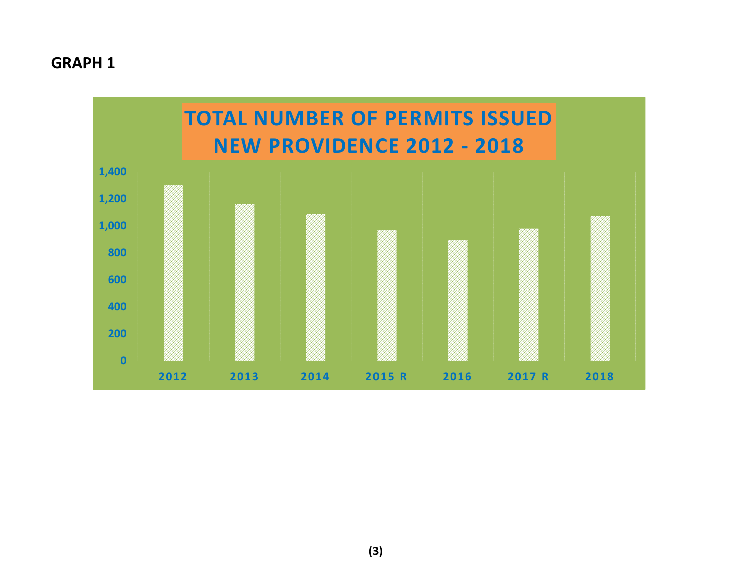## GRAPH 1

**TOTAL NUMBER OF PERMITS ISSUED NEW PROVIDENCE 2012 - 2018**

1,400
1,200
1,000
800
600
400
200
0

2012 2013 2014 2015 R 2016 2017 R 2018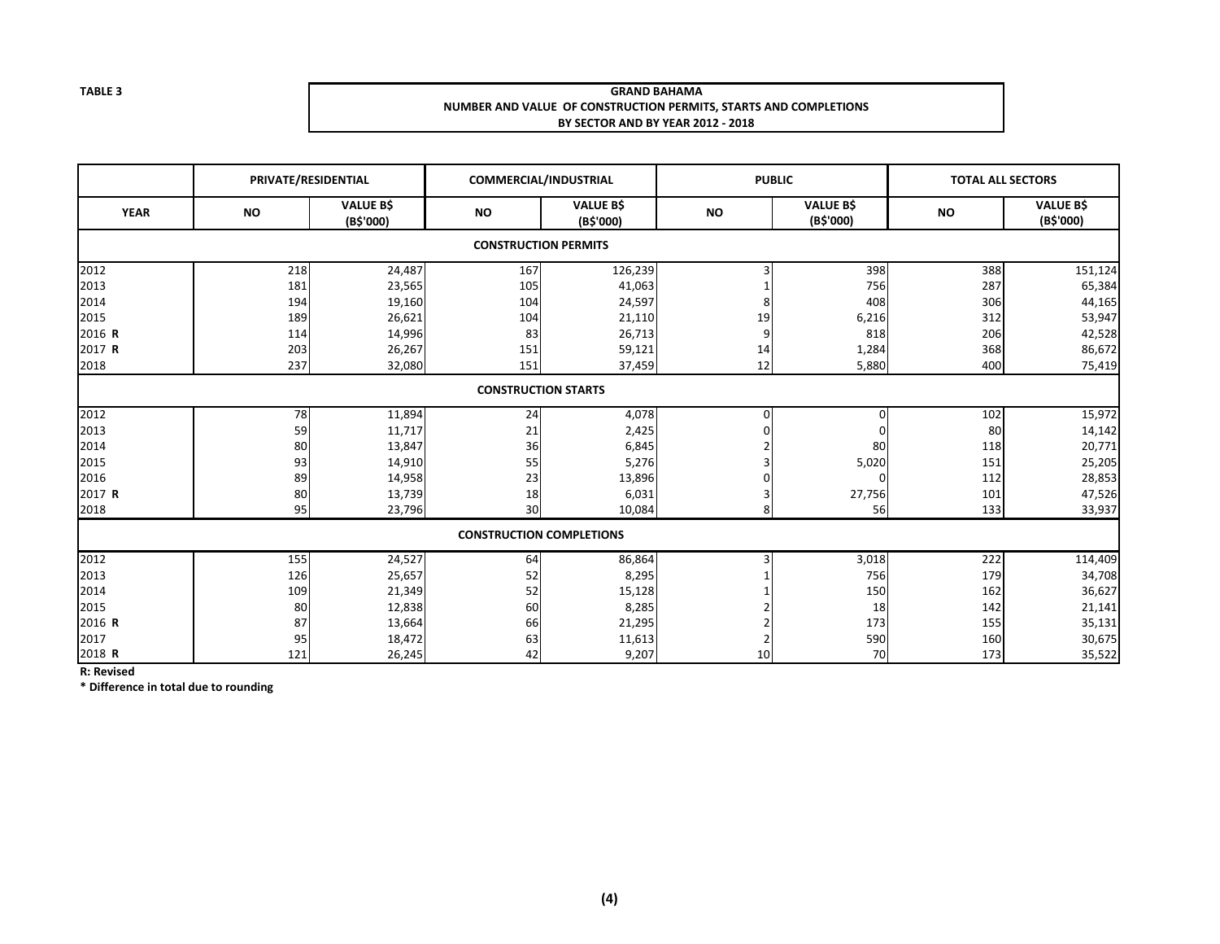**TABLE 3**

**GRAND BAHAMA**
**NUMBER AND VALUE OF CONSTRUCTION PERMITS, STARTS AND COMPLETIONS**
**BY SECTOR AND BY YEAR 2012 - 2018**

| | PRIVATE/RESIDENTIAL | | COMMERCIAL/INDUSTRIAL | | PUBLIC | | TOTAL ALL SECTORS | |
|---|---|---|---|---|---|---|---|---|
| **YEAR** | **NO** | **VALUE B$ (B$'000)** | **NO** | **VALUE B$ (B$'000)** | **NO** | **VALUE B$ (B$'000)** | **NO** | **VALUE B$ (B$'000)** |
| **CONSTRUCTION PERMITS** | | | | | | | | |
| 2012 | 218 | 24,487 | 167 | 126,239 | 3 | 398 | 388 | 151,124 |
| 2013 | 181 | 23,565 | 105 | 41,063 | 1 | 756 | 287 | 65,384 |
| 2014 | 194 | 19,160 | 104 | 24,597 | 8 | 408 | 306 | 44,165 |
| 2015 | 189 | 26,621 | 104 | 21,110 | 19 | 6,216 | 312 | 53,947 |
| 2016 **R** | 114 | 14,996 | 83 | 26,713 | 9 | 818 | 206 | 42,528 |
| 2017 **R** | 203 | 26,267 | 151 | 59,121 | 14 | 1,284 | 368 | 86,672 |
| 2018 | 237 | 32,080 | 151 | 37,459 | 12 | 5,880 | 400 | 75,419 |
| **CONSTRUCTION STARTS** | | | | | | | | |
| 2012 | 78 | 11,894 | 24 | 4,078 | 0 | 0 | 102 | 15,972 |
| 2013 | 59 | 11,717 | 21 | 2,425 | 0 | 0 | 80 | 14,142 |
| 2014 | 80 | 13,847 | 36 | 6,845 | 2 | 80 | 118 | 20,771 |
| 2015 | 93 | 14,910 | 55 | 5,276 | 3 | 5,020 | 151 | 25,205 |
| 2016 | 89 | 14,958 | 23 | 13,896 | 0 | 0 | 112 | 28,853 |
| 2017 **R** | 80 | 13,739 | 18 | 6,031 | 3 | 27,756 | 101 | 47,526 |
| 2018 | 95 | 23,796 | 30 | 10,084 | 8 | 56 | 133 | 33,937 |
| **CONSTRUCTION COMPLETIONS** | | | | | | | | |
| 2012 | 155 | 24,527 | 64 | 86,864 | 3 | 3,018 | 222 | 114,409 |
| 2013 | 126 | 25,657 | 52 | 8,295 | 1 | 756 | 179 | 34,708 |
| 2014 | 109 | 21,349 | 52 | 15,128 | 1 | 150 | 162 | 36,627 |
| 2015 | 80 | 12,838 | 60 | 8,285 | 2 | 18 | 142 | 21,141 |
| 2016 **R** | 87 | 13,664 | 66 | 21,295 | 2 | 173 | 155 | 35,131 |
| 2017 | 95 | 18,472 | 63 | 11,613 | 2 | 590 | 160 | 30,675 |
| 2018 **R** | 121 | 26,245 | 42 | 9,207 | 10 | 70 | 173 | 35,522 |

**R: Revised**
**\* Difference in total due to rounding**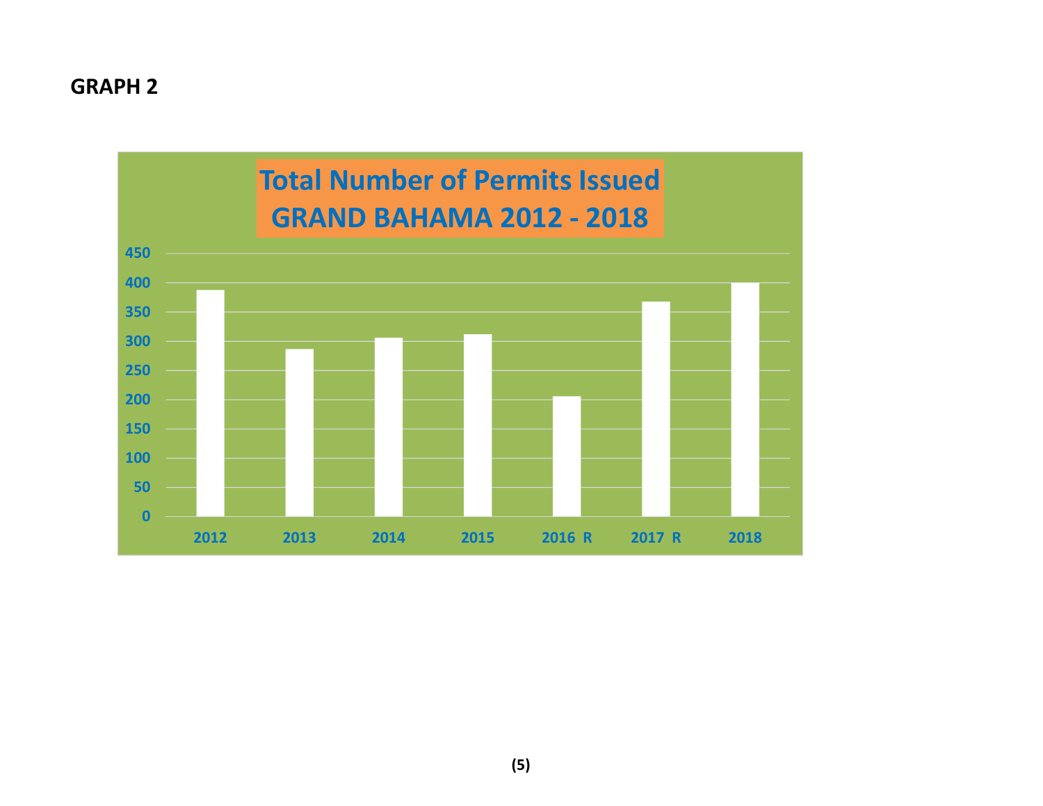**GRAPH 2**

**Total Number of Permits Issued GRAND BAHAMA 2012 - 2018**

| Year | Permits |
| --- | --- |
| 2012 | ~387 |
| 2013 | ~286 |
| 2014 | ~306 |
| 2015 | ~311 |
| 2016 R | ~205 |
| 2017 R | ~367 |
| 2018 | ~400 |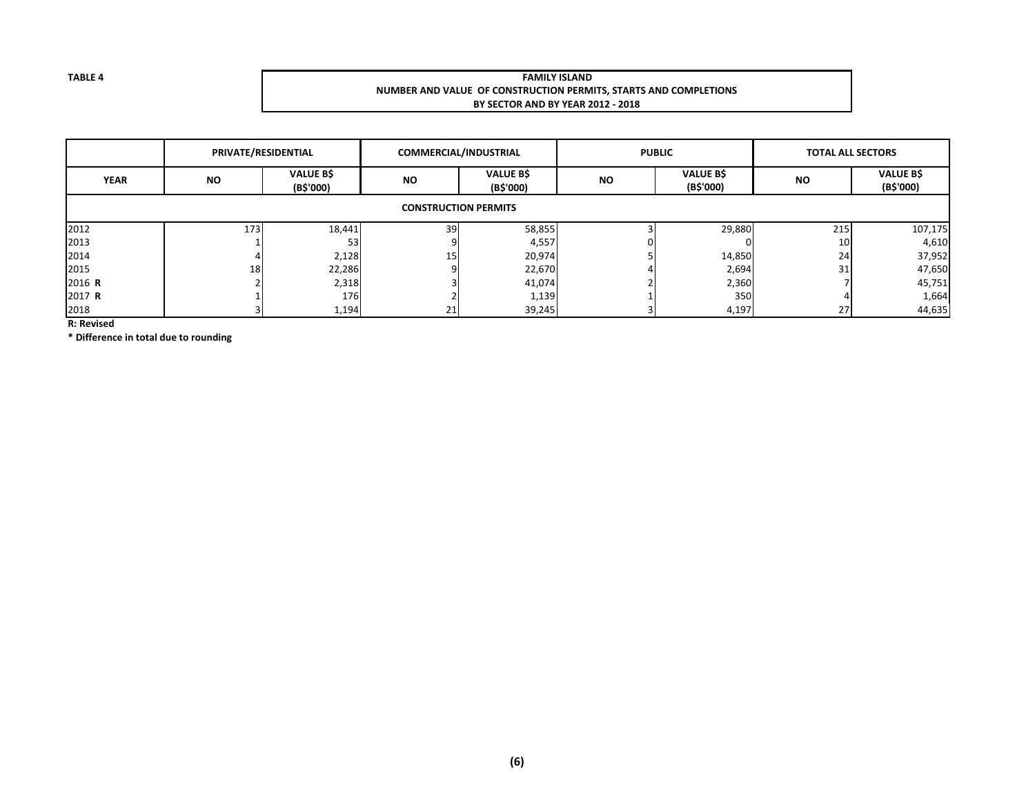TABLE 4

**FAMILY ISLAND**
**NUMBER AND VALUE OF CONSTRUCTION PERMITS, STARTS AND COMPLETIONS**
**BY SECTOR AND BY YEAR 2012 - 2018**

| | PRIVATE/RESIDENTIAL | | COMMERCIAL/INDUSTRIAL | | PUBLIC | | TOTAL ALL SECTORS | |
|---|---|---|---|---|---|---|---|---|
| **YEAR** | **NO** | **VALUE B$ (B$'000)** | **NO** | **VALUE B$ (B$'000)** | **NO** | **VALUE B$ (B$'000)** | **NO** | **VALUE B$ (B$'000)** |
| **CONSTRUCTION PERMITS** | | | | | | | | |
| 2012 | 173 | 18,441 | 39 | 58,855 | 3 | 29,880 | 215 | 107,175 |
| 2013 | 1 | 53 | 9 | 4,557 | 0 | 0 | 10 | 4,610 |
| 2014 | 4 | 2,128 | 15 | 20,974 | 5 | 14,850 | 24 | 37,952 |
| 2015 | 18 | 22,286 | 9 | 22,670 | 4 | 2,694 | 31 | 47,650 |
| 2016 **R** | 2 | 2,318 | 3 | 41,074 | 2 | 2,360 | 7 | 45,751 |
| 2017 **R** | 1 | 176 | 2 | 1,139 | 1 | 350 | 4 | 1,664 |
| 2018 | 3 | 1,194 | 21 | 39,245 | 3 | 4,197 | 27 | 44,635 |

**R: Revised**

**\* Difference in total due to rounding**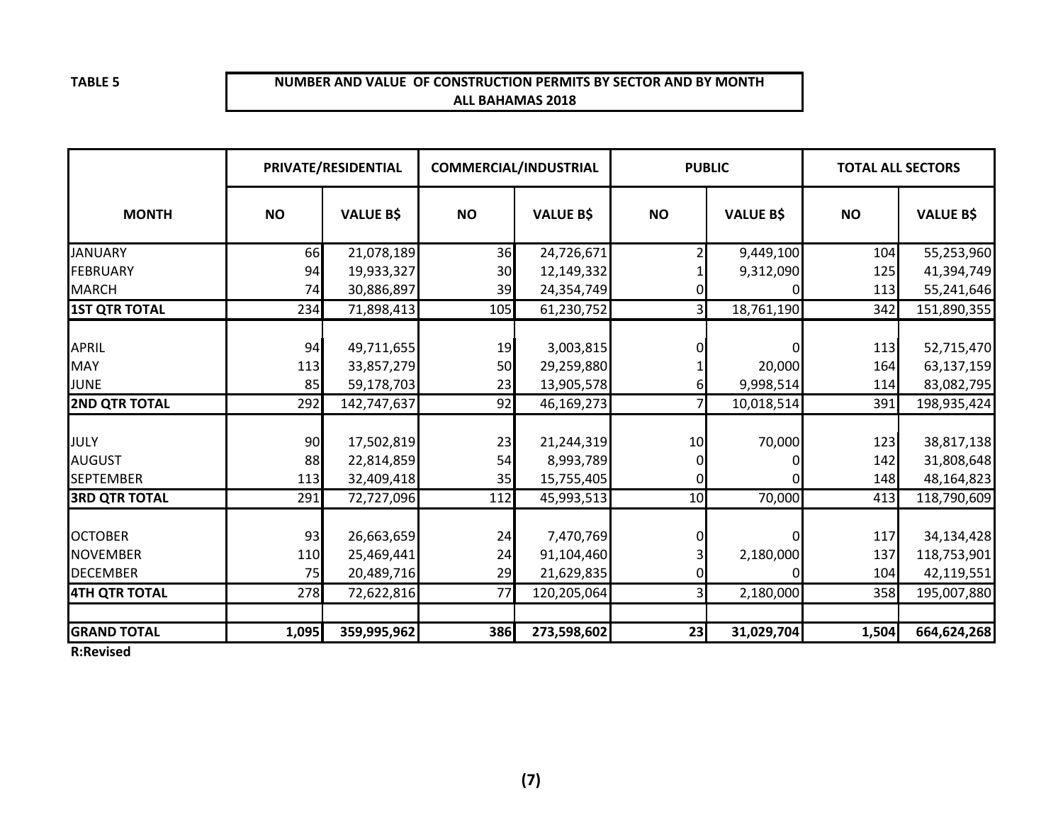**TABLE 5**

**NUMBER AND VALUE OF CONSTRUCTION PERMITS BY SECTOR AND BY MONTH**
**ALL BAHAMAS 2018**

| MONTH | PRIVATE/RESIDENTIAL | | COMMERCIAL/INDUSTRIAL | | PUBLIC | | TOTAL ALL SECTORS | |
|---|---|---|---|---|---|---|---|---|
| | NO | VALUE B$ | NO | VALUE B$ | NO | VALUE B$ | NO | VALUE B$ |
| JANUARY | 66 | 21,078,189 | 36 | 24,726,671 | 2 | 9,449,100 | 104 | 55,253,960 |
| FEBRUARY | 94 | 19,933,327 | 30 | 12,149,332 | 1 | 9,312,090 | 125 | 41,394,749 |
| MARCH | 74 | 30,886,897 | 39 | 24,354,749 | 0 | 0 | 113 | 55,241,646 |
| **1ST QTR TOTAL** | 234 | 71,898,413 | 105 | 61,230,752 | 3 | 18,761,190 | 342 | 151,890,355 |
| APRIL | 94 | 49,711,655 | 19 | 3,003,815 | 0 | 0 | 113 | 52,715,470 |
| MAY | 113 | 33,857,279 | 50 | 29,259,880 | 1 | 20,000 | 164 | 63,137,159 |
| JUNE | 85 | 59,178,703 | 23 | 13,905,578 | 6 | 9,998,514 | 114 | 83,082,795 |
| **2ND QTR TOTAL** | 292 | 142,747,637 | 92 | 46,169,273 | 7 | 10,018,514 | 391 | 198,935,424 |
| JULY | 90 | 17,502,819 | 23 | 21,244,319 | 10 | 70,000 | 123 | 38,817,138 |
| AUGUST | 88 | 22,814,859 | 54 | 8,993,789 | 0 | 0 | 142 | 31,808,648 |
| SEPTEMBER | 113 | 32,409,418 | 35 | 15,755,405 | 0 | 0 | 148 | 48,164,823 |
| **3RD QTR TOTAL** | 291 | 72,727,096 | 112 | 45,993,513 | 10 | 70,000 | 413 | 118,790,609 |
| OCTOBER | 93 | 26,663,659 | 24 | 7,470,769 | 0 | 0 | 117 | 34,134,428 |
| NOVEMBER | 110 | 25,469,441 | 24 | 91,104,460 | 3 | 2,180,000 | 137 | 118,753,901 |
| DECEMBER | 75 | 20,489,716 | 29 | 21,629,835 | 0 | 0 | 104 | 42,119,551 |
| **4TH QTR TOTAL** | 278 | 72,622,816 | 77 | 120,205,064 | 3 | 2,180,000 | 358 | 195,007,880 |
| **GRAND TOTAL** | **1,095** | **359,995,962** | **386** | **273,598,602** | **23** | **31,029,704** | **1,504** | **664,624,268** |

**R:Revised**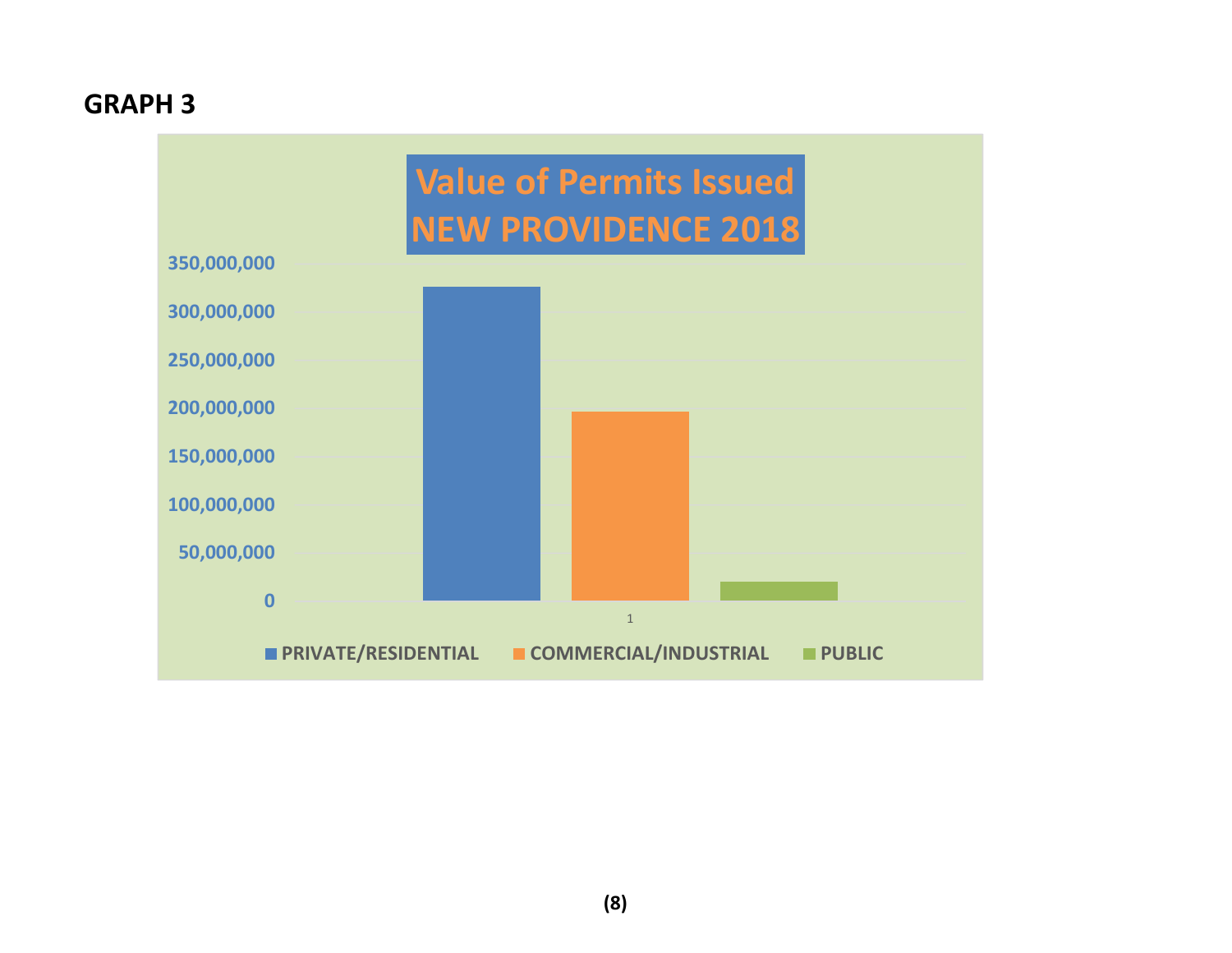## GRAPH 3

**Value of Permits Issued NEW PROVIDENCE 2018**

| Category | Value (approx.) |
|---|---|
| PRIVATE/RESIDENTIAL | ~325,000,000 |
| COMMERCIAL/INDUSTRIAL | ~196,000,000 |
| PUBLIC | ~20,000,000 |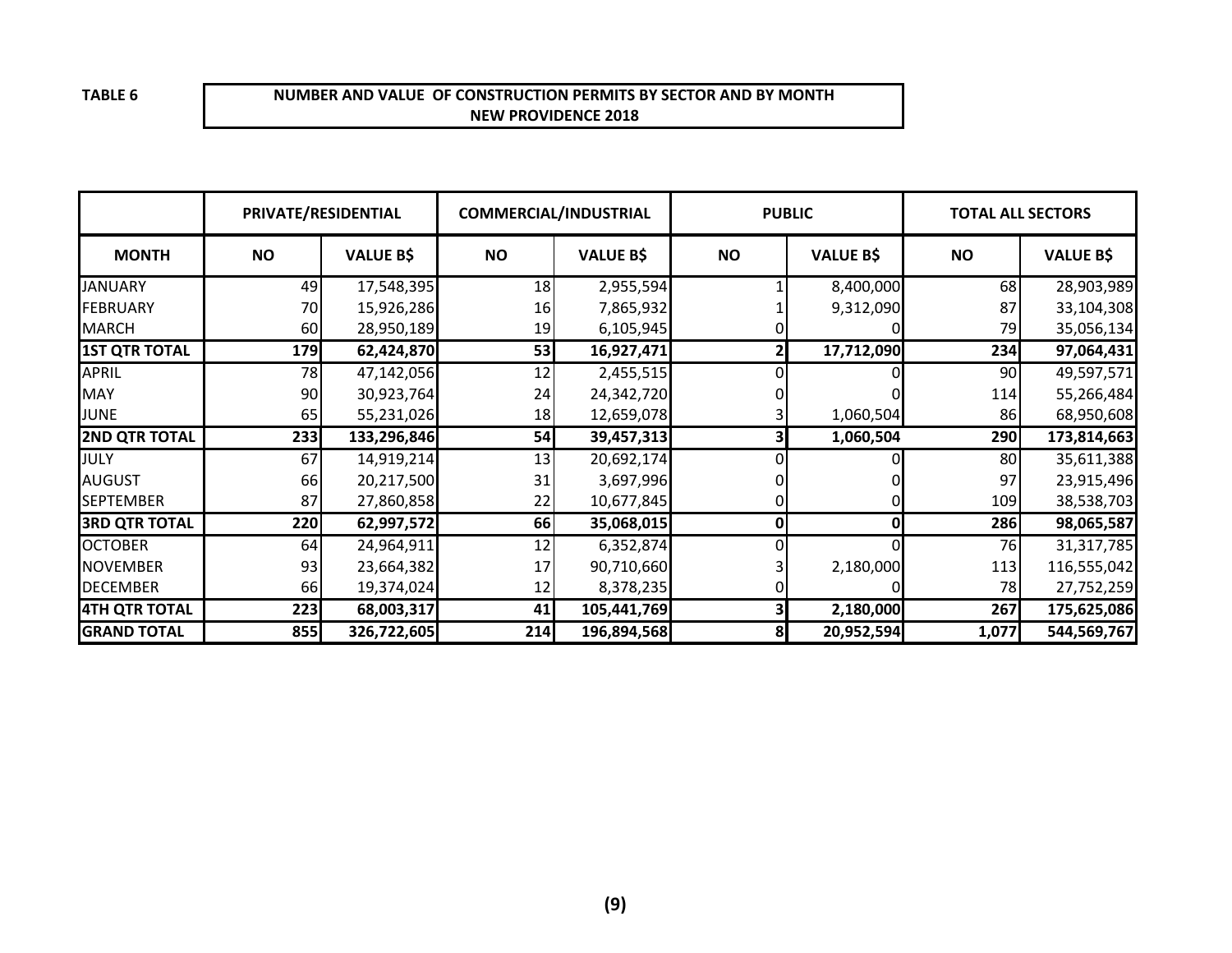TABLE 6

**NUMBER AND VALUE OF CONSTRUCTION PERMITS BY SECTOR AND BY MONTH**
**NEW PROVIDENCE 2018**

| | PRIVATE/RESIDENTIAL | | COMMERCIAL/INDUSTRIAL | | PUBLIC | | TOTAL ALL SECTORS | |
|---|---|---|---|---|---|---|---|---|
| **MONTH** | **NO** | **VALUE B$** | **NO** | **VALUE B$** | **NO** | **VALUE B$** | **NO** | **VALUE B$** |
| JANUARY | 49 | 17,548,395 | 18 | 2,955,594 | 1 | 8,400,000 | 68 | 28,903,989 |
| FEBRUARY | 70 | 15,926,286 | 16 | 7,865,932 | 1 | 9,312,090 | 87 | 33,104,308 |
| MARCH | 60 | 28,950,189 | 19 | 6,105,945 | 0 | 0 | 79 | 35,056,134 |
| **1ST QTR TOTAL** | **179** | **62,424,870** | **53** | **16,927,471** | **2** | **17,712,090** | **234** | **97,064,431** |
| APRIL | 78 | 47,142,056 | 12 | 2,455,515 | 0 | 0 | 90 | 49,597,571 |
| MAY | 90 | 30,923,764 | 24 | 24,342,720 | 0 | 0 | 114 | 55,266,484 |
| JUNE | 65 | 55,231,026 | 18 | 12,659,078 | 3 | 1,060,504 | 86 | 68,950,608 |
| **2ND QTR TOTAL** | **233** | **133,296,846** | **54** | **39,457,313** | **3** | **1,060,504** | **290** | **173,814,663** |
| JULY | 67 | 14,919,214 | 13 | 20,692,174 | 0 | 0 | 80 | 35,611,388 |
| AUGUST | 66 | 20,217,500 | 31 | 3,697,996 | 0 | 0 | 97 | 23,915,496 |
| SEPTEMBER | 87 | 27,860,858 | 22 | 10,677,845 | 0 | 0 | 109 | 38,538,703 |
| **3RD QTR TOTAL** | **220** | **62,997,572** | **66** | **35,068,015** | **0** | **0** | **286** | **98,065,587** |
| OCTOBER | 64 | 24,964,911 | 12 | 6,352,874 | 0 | 0 | 76 | 31,317,785 |
| NOVEMBER | 93 | 23,664,382 | 17 | 90,710,660 | 3 | 2,180,000 | 113 | 116,555,042 |
| DECEMBER | 66 | 19,374,024 | 12 | 8,378,235 | 0 | 0 | 78 | 27,752,259 |
| **4TH QTR TOTAL** | **223** | **68,003,317** | **41** | **105,441,769** | **3** | **2,180,000** | **267** | **175,625,086** |
| **GRAND TOTAL** | **855** | **326,722,605** | **214** | **196,894,568** | **8** | **20,952,594** | **1,077** | **544,569,767** |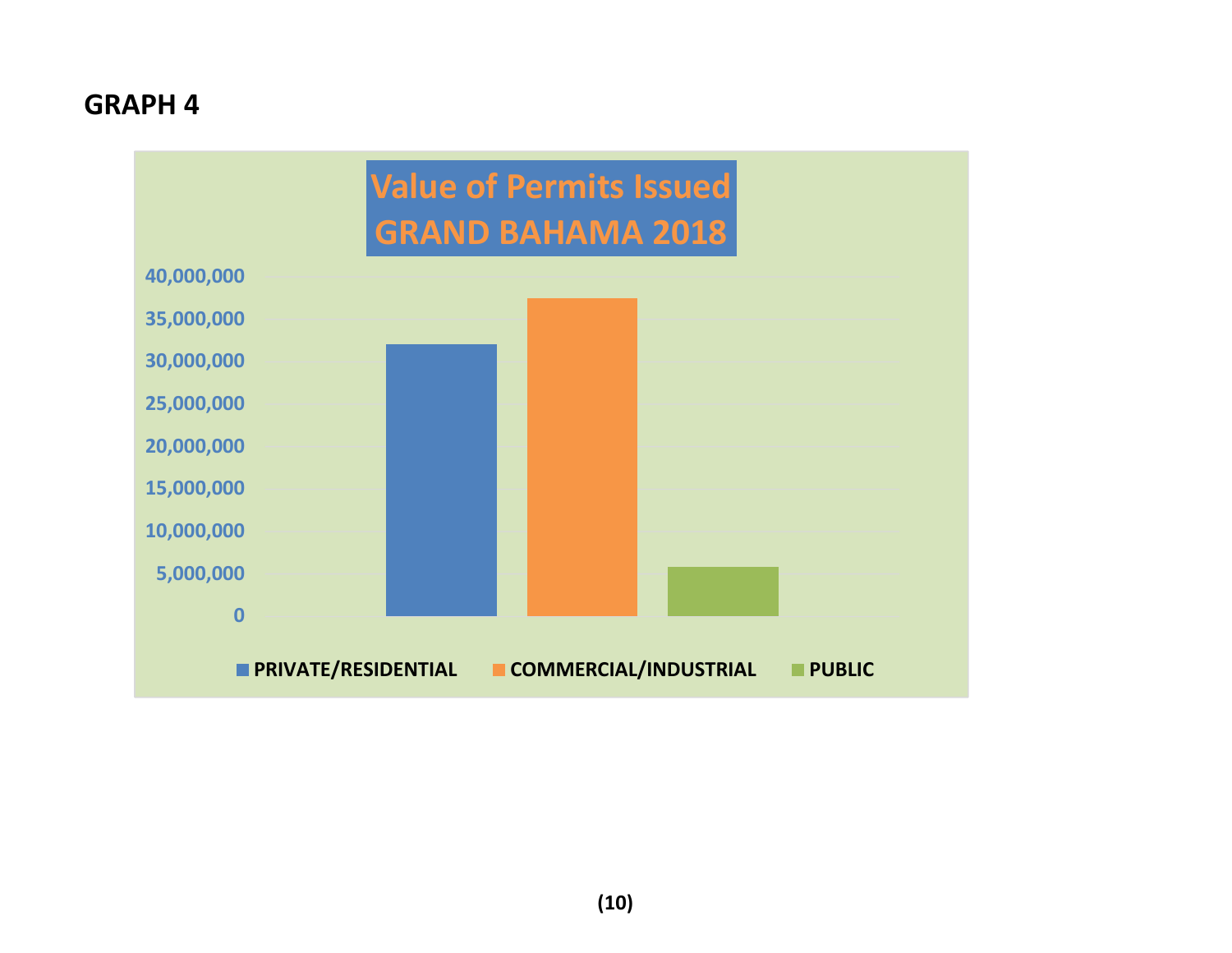## GRAPH 4

**Value of Permits Issued GRAND BAHAMA 2018**

40,000,000
35,000,000
30,000,000
25,000,000
20,000,000
15,000,000
10,000,000
5,000,000
0

PRIVATE/RESIDENTIAL COMMERCIAL/INDUSTRIAL PUBLIC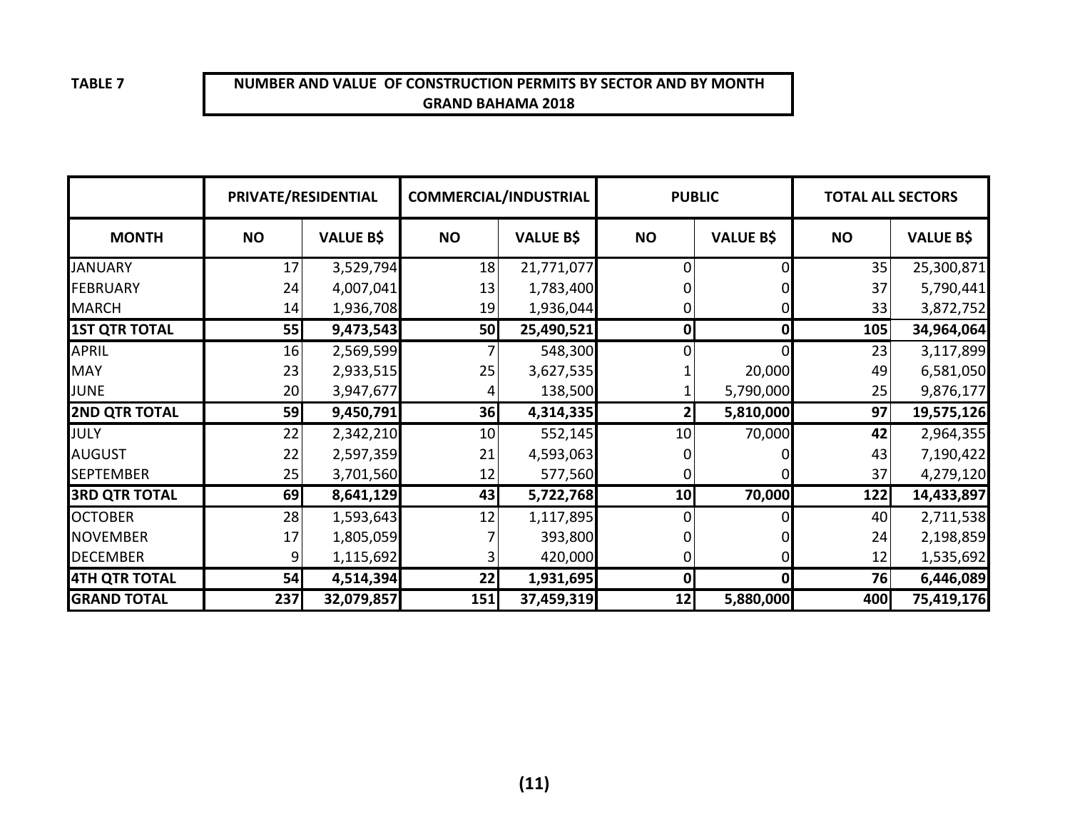**TABLE 7**

**NUMBER AND VALUE OF CONSTRUCTION PERMITS BY SECTOR AND BY MONTH**
**GRAND BAHAMA 2018**

| | PRIVATE/RESIDENTIAL | | COMMERCIAL/INDUSTRIAL | | PUBLIC | | TOTAL ALL SECTORS | |
|---|---|---|---|---|---|---|---|---|
| **MONTH** | **NO** | **VALUE B$** | **NO** | **VALUE B$** | **NO** | **VALUE B$** | **NO** | **VALUE B$** |
| JANUARY | 17 | 3,529,794 | 18 | 21,771,077 | 0 | 0 | 35 | 25,300,871 |
| FEBRUARY | 24 | 4,007,041 | 13 | 1,783,400 | 0 | 0 | 37 | 5,790,441 |
| MARCH | 14 | 1,936,708 | 19 | 1,936,044 | 0 | 0 | 33 | 3,872,752 |
| **1ST QTR TOTAL** | **55** | **9,473,543** | **50** | **25,490,521** | **0** | **0** | **105** | **34,964,064** |
| APRIL | 16 | 2,569,599 | 7 | 548,300 | 0 | 0 | 23 | 3,117,899 |
| MAY | 23 | 2,933,515 | 25 | 3,627,535 | 1 | 20,000 | 49 | 6,581,050 |
| JUNE | 20 | 3,947,677 | 4 | 138,500 | 1 | 5,790,000 | 25 | 9,876,177 |
| **2ND QTR TOTAL** | **59** | **9,450,791** | **36** | **4,314,335** | **2** | **5,810,000** | **97** | **19,575,126** |
| JULY | 22 | 2,342,210 | 10 | 552,145 | 10 | 70,000 | **42** | 2,964,355 |
| AUGUST | 22 | 2,597,359 | 21 | 4,593,063 | 0 | 0 | 43 | 7,190,422 |
| SEPTEMBER | 25 | 3,701,560 | 12 | 577,560 | 0 | 0 | 37 | 4,279,120 |
| **3RD QTR TOTAL** | **69** | **8,641,129** | **43** | **5,722,768** | **10** | **70,000** | **122** | **14,433,897** |
| OCTOBER | 28 | 1,593,643 | 12 | 1,117,895 | 0 | 0 | 40 | 2,711,538 |
| NOVEMBER | 17 | 1,805,059 | 7 | 393,800 | 0 | 0 | 24 | 2,198,859 |
| DECEMBER | 9 | 1,115,692 | 3 | 420,000 | 0 | 0 | 12 | 1,535,692 |
| **4TH QTR TOTAL** | **54** | **4,514,394** | **22** | **1,931,695** | **0** | **0** | **76** | **6,446,089** |
| **GRAND TOTAL** | **237** | **32,079,857** | **151** | **37,459,319** | **12** | **5,880,000** | **400** | **75,419,176** |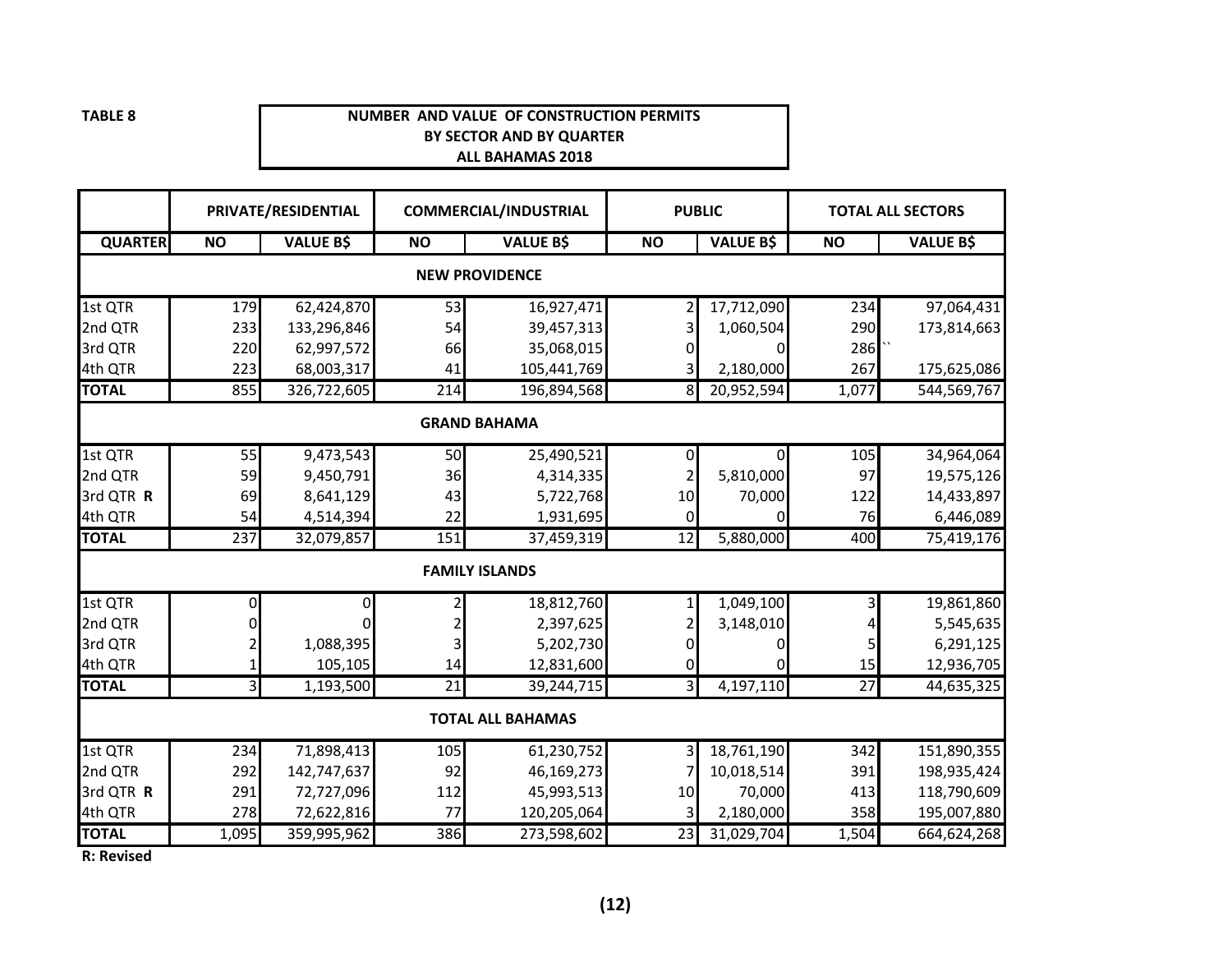**TABLE 8**

**NUMBER AND VALUE OF CONSTRUCTION PERMITS**
**BY SECTOR AND BY QUARTER**
**ALL BAHAMAS 2018**

| | PRIVATE/RESIDENTIAL | | COMMERCIAL/INDUSTRIAL | | PUBLIC | | TOTAL ALL SECTORS | |
|---|---|---|---|---|---|---|---|---|
| **QUARTER** | **NO** | **VALUE B$** | **NO** | **VALUE B$** | **NO** | **VALUE B$** | **NO** | **VALUE B$** |
| **NEW PROVIDENCE** | | | | | | | | |
| 1st QTR | 179 | 62,424,870 | 53 | 16,927,471 | 2 | 17,712,090 | 234 | 97,064,431 |
| 2nd QTR | 233 | 133,296,846 | 54 | 39,457,313 | 3 | 1,060,504 | 290 | 173,814,663 |
| 3rd QTR | 220 | 62,997,572 | 66 | 35,068,015 | 0 | 0 | 286 | `` |
| 4th QTR | 223 | 68,003,317 | 41 | 105,441,769 | 3 | 2,180,000 | 267 | 175,625,086 |
| **TOTAL** | 855 | 326,722,605 | 214 | 196,894,568 | 8 | 20,952,594 | 1,077 | 544,569,767 |
| **GRAND BAHAMA** | | | | | | | | |
| 1st QTR | 55 | 9,473,543 | 50 | 25,490,521 | 0 | 0 | 105 | 34,964,064 |
| 2nd QTR | 59 | 9,450,791 | 36 | 4,314,335 | 2 | 5,810,000 | 97 | 19,575,126 |
| 3rd QTR **R** | 69 | 8,641,129 | 43 | 5,722,768 | 10 | 70,000 | 122 | 14,433,897 |
| 4th QTR | 54 | 4,514,394 | 22 | 1,931,695 | 0 | 0 | 76 | 6,446,089 |
| **TOTAL** | 237 | 32,079,857 | 151 | 37,459,319 | 12 | 5,880,000 | 400 | 75,419,176 |
| **FAMILY ISLANDS** | | | | | | | | |
| 1st QTR | 0 | 0 | 2 | 18,812,760 | 1 | 1,049,100 | 3 | 19,861,860 |
| 2nd QTR | 0 | 0 | 2 | 2,397,625 | 2 | 3,148,010 | 4 | 5,545,635 |
| 3rd QTR | 2 | 1,088,395 | 3 | 5,202,730 | 0 | 0 | 5 | 6,291,125 |
| 4th QTR | 1 | 105,105 | 14 | 12,831,600 | 0 | 0 | 15 | 12,936,705 |
| **TOTAL** | 3 | 1,193,500 | 21 | 39,244,715 | 3 | 4,197,110 | 27 | 44,635,325 |
| **TOTAL ALL BAHAMAS** | | | | | | | | |
| 1st QTR | 234 | 71,898,413 | 105 | 61,230,752 | 3 | 18,761,190 | 342 | 151,890,355 |
| 2nd QTR | 292 | 142,747,637 | 92 | 46,169,273 | 7 | 10,018,514 | 391 | 198,935,424 |
| 3rd QTR **R** | 291 | 72,727,096 | 112 | 45,993,513 | 10 | 70,000 | 413 | 118,790,609 |
| 4th QTR | 278 | 72,622,816 | 77 | 120,205,064 | 3 | 2,180,000 | 358 | 195,007,880 |
| **TOTAL** | 1,095 | 359,995,962 | 386 | 273,598,602 | 23 | 31,029,704 | 1,504 | 664,624,268 |

**R: Revised**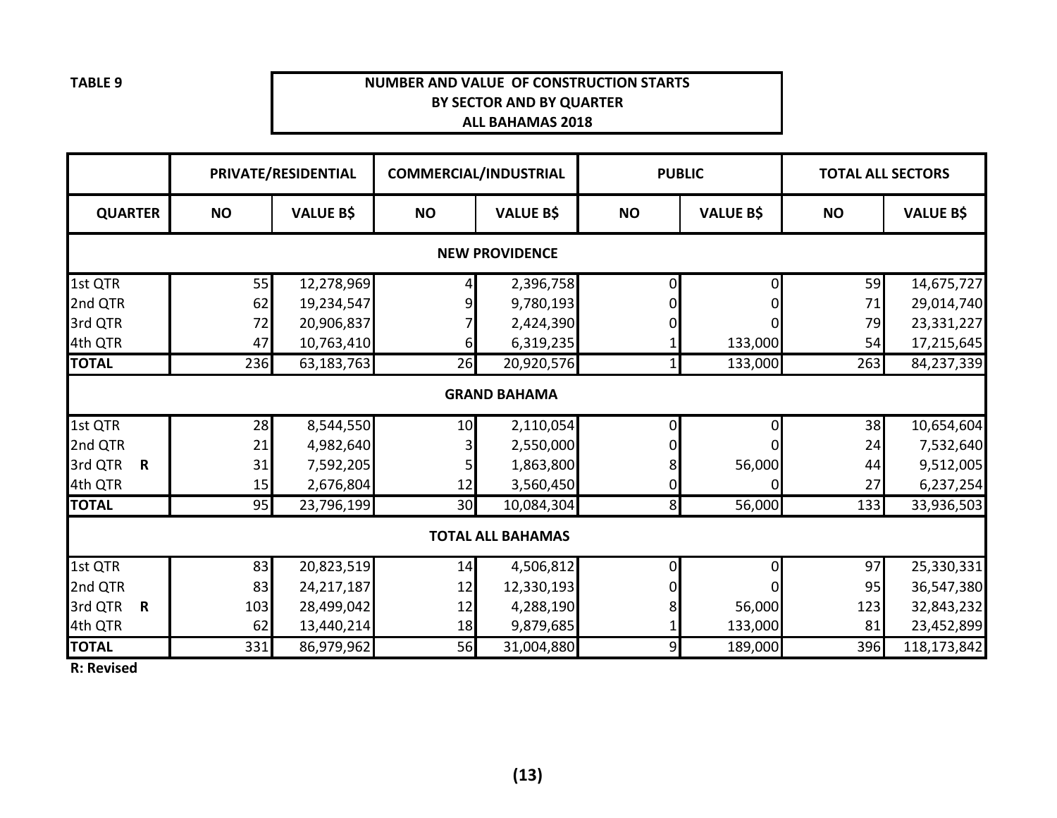**TABLE 9**

**NUMBER AND VALUE OF CONSTRUCTION STARTS BY SECTOR AND BY QUARTER ALL BAHAMAS 2018**

| | PRIVATE/RESIDENTIAL | | COMMERCIAL/INDUSTRIAL | | PUBLIC | | TOTAL ALL SECTORS | |
|---|---|---|---|---|---|---|---|---|
| **QUARTER** | **NO** | **VALUE B$** | **NO** | **VALUE B$** | **NO** | **VALUE B$** | **NO** | **VALUE B$** |
| | | | | **NEW PROVIDENCE** | | | | |
| 1st QTR | 55 | 12,278,969 | 4 | 2,396,758 | 0 | 0 | 59 | 14,675,727 |
| 2nd QTR | 62 | 19,234,547 | 9 | 9,780,193 | 0 | 0 | 71 | 29,014,740 |
| 3rd QTR | 72 | 20,906,837 | 7 | 2,424,390 | 0 | 0 | 79 | 23,331,227 |
| 4th QTR | 47 | 10,763,410 | 6 | 6,319,235 | 1 | 133,000 | 54 | 17,215,645 |
| **TOTAL** | 236 | 63,183,763 | 26 | 20,920,576 | 1 | 133,000 | 263 | 84,237,339 |
| | | | | **GRAND BAHAMA** | | | | |
| 1st QTR | 28 | 8,544,550 | 10 | 2,110,054 | 0 | 0 | 38 | 10,654,604 |
| 2nd QTR | 21 | 4,982,640 | 3 | 2,550,000 | 0 | 0 | 24 | 7,532,640 |
| 3rd QTR **R** | 31 | 7,592,205 | 5 | 1,863,800 | 8 | 56,000 | 44 | 9,512,005 |
| 4th QTR | 15 | 2,676,804 | 12 | 3,560,450 | 0 | 0 | 27 | 6,237,254 |
| **TOTAL** | 95 | 23,796,199 | 30 | 10,084,304 | 8 | 56,000 | 133 | 33,936,503 |
| | | | | **TOTAL ALL BAHAMAS** | | | | |
| 1st QTR | 83 | 20,823,519 | 14 | 4,506,812 | 0 | 0 | 97 | 25,330,331 |
| 2nd QTR | 83 | 24,217,187 | 12 | 12,330,193 | 0 | 0 | 95 | 36,547,380 |
| 3rd QTR **R** | 103 | 28,499,042 | 12 | 4,288,190 | 8 | 56,000 | 123 | 32,843,232 |
| 4th QTR | 62 | 13,440,214 | 18 | 9,879,685 | 1 | 133,000 | 81 | 23,452,899 |
| **TOTAL** | 331 | 86,979,962 | 56 | 31,004,880 | 9 | 189,000 | 396 | 118,173,842 |

**R: Revised**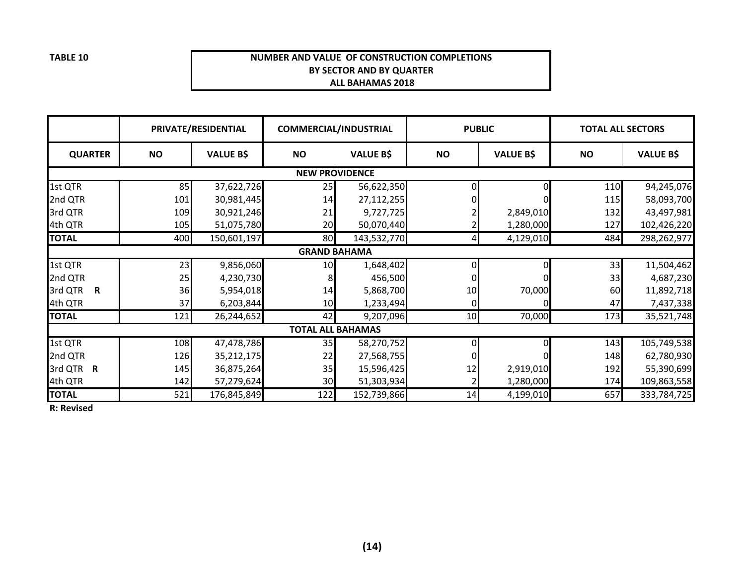**TABLE 10**

**NUMBER AND VALUE OF CONSTRUCTION COMPLETIONS BY SECTOR AND BY QUARTER ALL BAHAMAS 2018**

| | PRIVATE/RESIDENTIAL | | COMMERCIAL/INDUSTRIAL | | PUBLIC | | TOTAL ALL SECTORS | |
|---|---|---|---|---|---|---|---|---|
| **QUARTER** | **NO** | **VALUE B$** | **NO** | **VALUE B$** | **NO** | **VALUE B$** | **NO** | **VALUE B$** |
| **NEW PROVIDENCE** | | | | | | | | |
| 1st QTR | 85 | 37,622,726 | 25 | 56,622,350 | 0 | 0 | 110 | 94,245,076 |
| 2nd QTR | 101 | 30,981,445 | 14 | 27,112,255 | 0 | 0 | 115 | 58,093,700 |
| 3rd QTR | 109 | 30,921,246 | 21 | 9,727,725 | 2 | 2,849,010 | 132 | 43,497,981 |
| 4th QTR | 105 | 51,075,780 | 20 | 50,070,440 | 2 | 1,280,000 | 127 | 102,426,220 |
| **TOTAL** | 400 | 150,601,197 | 80 | 143,532,770 | 4 | 4,129,010 | 484 | 298,262,977 |
| **GRAND BAHAMA** | | | | | | | | |
| 1st QTR | 23 | 9,856,060 | 10 | 1,648,402 | 0 | 0 | 33 | 11,504,462 |
| 2nd QTR | 25 | 4,230,730 | 8 | 456,500 | 0 | 0 | 33 | 4,687,230 |
| 3rd QTR **R** | 36 | 5,954,018 | 14 | 5,868,700 | 10 | 70,000 | 60 | 11,892,718 |
| 4th QTR | 37 | 6,203,844 | 10 | 1,233,494 | 0 | 0 | 47 | 7,437,338 |
| **TOTAL** | 121 | 26,244,652 | 42 | 9,207,096 | 10 | 70,000 | 173 | 35,521,748 |
| **TOTAL ALL BAHAMAS** | | | | | | | | |
| 1st QTR | 108 | 47,478,786 | 35 | 58,270,752 | 0 | 0 | 143 | 105,749,538 |
| 2nd QTR | 126 | 35,212,175 | 22 | 27,568,755 | 0 | 0 | 148 | 62,780,930 |
| 3rd QTR **R** | 145 | 36,875,264 | 35 | 15,596,425 | 12 | 2,919,010 | 192 | 55,390,699 |
| 4th QTR | 142 | 57,279,624 | 30 | 51,303,934 | 2 | 1,280,000 | 174 | 109,863,558 |
| **TOTAL** | 521 | 176,845,849 | 122 | 152,739,866 | 14 | 4,199,010 | 657 | 333,784,725 |

**R: Revised**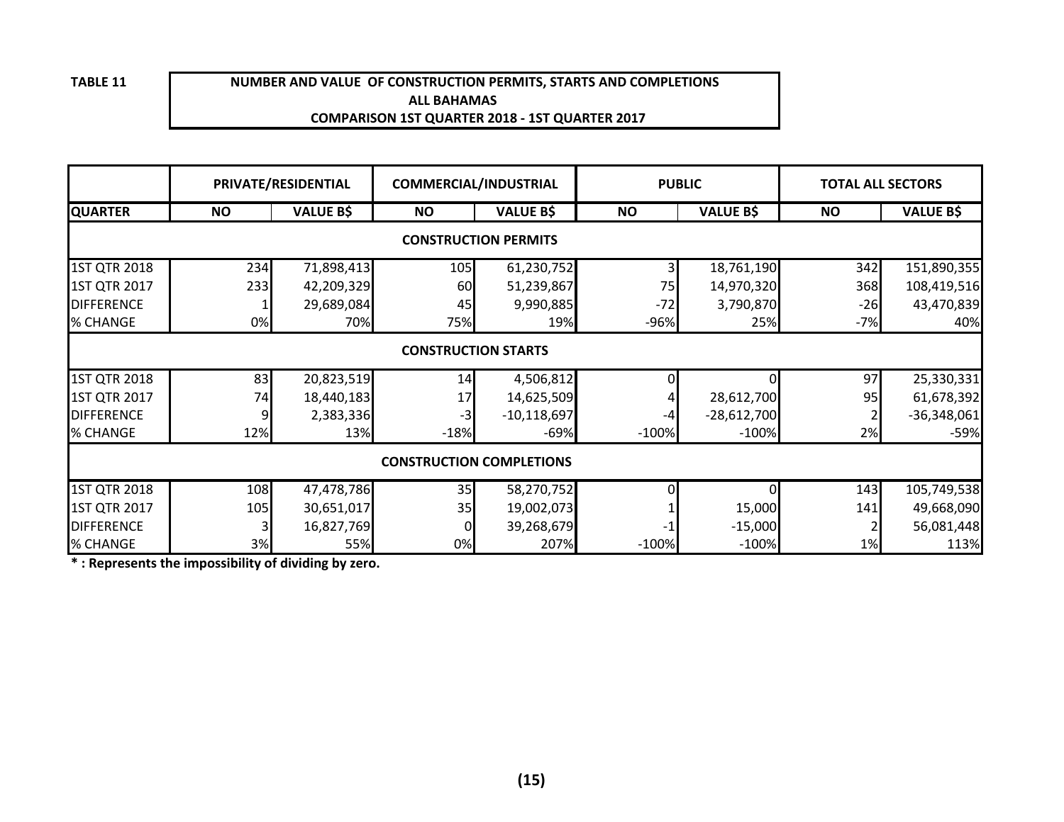**TABLE 11**

**NUMBER AND VALUE OF CONSTRUCTION PERMITS, STARTS AND COMPLETIONS**
**ALL BAHAMAS**
**COMPARISON 1ST QUARTER 2018 - 1ST QUARTER 2017**

| | PRIVATE/RESIDENTIAL | | COMMERCIAL/INDUSTRIAL | | PUBLIC | | TOTAL ALL SECTORS | |
|---|---|---|---|---|---|---|---|---|
| **QUARTER** | **NO** | **VALUE B$** | **NO** | **VALUE B$** | **NO** | **VALUE B$** | **NO** | **VALUE B$** |
| **CONSTRUCTION PERMITS** | | | | | | | | |
| 1ST QTR 2018 | 234 | 71,898,413 | 105 | 61,230,752 | 3 | 18,761,190 | 342 | 151,890,355 |
| 1ST QTR 2017 | 233 | 42,209,329 | 60 | 51,239,867 | 75 | 14,970,320 | 368 | 108,419,516 |
| DIFFERENCE | 1 | 29,689,084 | 45 | 9,990,885 | -72 | 3,790,870 | -26 | 43,470,839 |
| % CHANGE | 0% | 70% | 75% | 19% | -96% | 25% | -7% | 40% |
| **CONSTRUCTION STARTS** | | | | | | | | |
| 1ST QTR 2018 | 83 | 20,823,519 | 14 | 4,506,812 | 0 | 0 | 97 | 25,330,331 |
| 1ST QTR 2017 | 74 | 18,440,183 | 17 | 14,625,509 | 4 | 28,612,700 | 95 | 61,678,392 |
| DIFFERENCE | 9 | 2,383,336 | -3 | -10,118,697 | -4 | -28,612,700 | 2 | -36,348,061 |
| % CHANGE | 12% | 13% | -18% | -69% | -100% | -100% | 2% | -59% |
| **CONSTRUCTION COMPLETIONS** | | | | | | | | |
| 1ST QTR 2018 | 108 | 47,478,786 | 35 | 58,270,752 | 0 | 0 | 143 | 105,749,538 |
| 1ST QTR 2017 | 105 | 30,651,017 | 35 | 19,002,073 | 1 | 15,000 | 141 | 49,668,090 |
| DIFFERENCE | 3 | 16,827,769 | 0 | 39,268,679 | -1 | -15,000 | 2 | 56,081,448 |
| % CHANGE | 3% | 55% | 0% | 207% | -100% | -100% | 1% | 113% |

**\* : Represents the impossibility of dividing by zero.**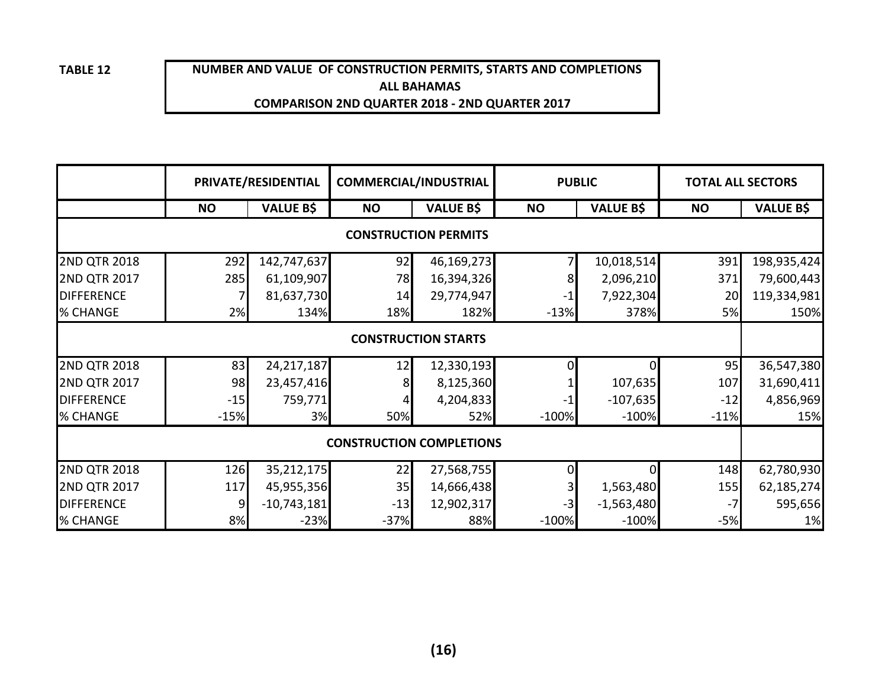**TABLE 12**

**NUMBER AND VALUE OF CONSTRUCTION PERMITS, STARTS AND COMPLETIONS**
**ALL BAHAMAS**
**COMPARISON 2ND QUARTER 2018 - 2ND QUARTER 2017**

| | PRIVATE/RESIDENTIAL | | COMMERCIAL/INDUSTRIAL | | PUBLIC | | TOTAL ALL SECTORS | |
|---|---|---|---|---|---|---|---|---|
| | NO | VALUE B$ | NO | VALUE B$ | NO | VALUE B$ | NO | VALUE B$ |
| **CONSTRUCTION PERMITS** | | | | | | | | |
| 2ND QTR 2018 | 292 | 142,747,637 | 92 | 46,169,273 | 7 | 10,018,514 | 391 | 198,935,424 |
| 2ND QTR 2017 | 285 | 61,109,907 | 78 | 16,394,326 | 8 | 2,096,210 | 371 | 79,600,443 |
| DIFFERENCE | 7 | 81,637,730 | 14 | 29,774,947 | -1 | 7,922,304 | 20 | 119,334,981 |
| % CHANGE | 2% | 134% | 18% | 182% | -13% | 378% | 5% | 150% |
| **CONSTRUCTION STARTS** | | | | | | | | |
| 2ND QTR 2018 | 83 | 24,217,187 | 12 | 12,330,193 | 0 | 0 | 95 | 36,547,380 |
| 2ND QTR 2017 | 98 | 23,457,416 | 8 | 8,125,360 | 1 | 107,635 | 107 | 31,690,411 |
| DIFFERENCE | -15 | 759,771 | 4 | 4,204,833 | -1 | -107,635 | -12 | 4,856,969 |
| % CHANGE | -15% | 3% | 50% | 52% | -100% | -100% | -11% | 15% |
| **CONSTRUCTION COMPLETIONS** | | | | | | | | |
| 2ND QTR 2018 | 126 | 35,212,175 | 22 | 27,568,755 | 0 | 0 | 148 | 62,780,930 |
| 2ND QTR 2017 | 117 | 45,955,356 | 35 | 14,666,438 | 3 | 1,563,480 | 155 | 62,185,274 |
| DIFFERENCE | 9 | -10,743,181 | -13 | 12,902,317 | -3 | -1,563,480 | -7 | 595,656 |
| % CHANGE | 8% | -23% | -37% | 88% | -100% | -100% | -5% | 1% |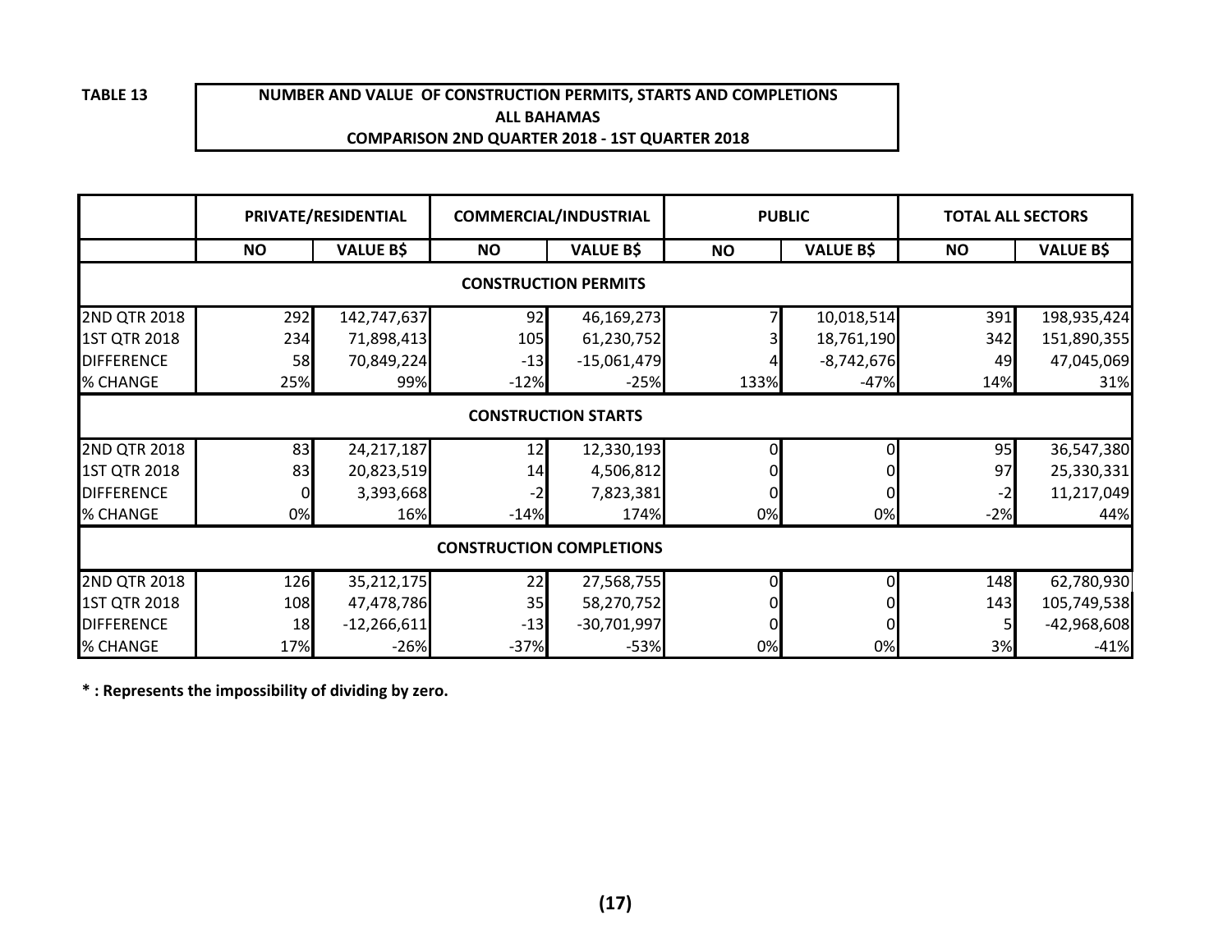**TABLE 13**

**NUMBER AND VALUE OF CONSTRUCTION PERMITS, STARTS AND COMPLETIONS**
**ALL BAHAMAS**
**COMPARISON 2ND QUARTER 2018 - 1ST QUARTER 2018**

| | PRIVATE/RESIDENTIAL | | COMMERCIAL/INDUSTRIAL | | PUBLIC | | TOTAL ALL SECTORS | |
|---|---|---|---|---|---|---|---|---|
| | NO | VALUE B$ | NO | VALUE B$ | NO | VALUE B$ | NO | VALUE B$ |
| **CONSTRUCTION PERMITS** | | | | | | | | |
| 2ND QTR 2018 | 292 | 142,747,637 | 92 | 46,169,273 | 7 | 10,018,514 | 391 | 198,935,424 |
| 1ST QTR 2018 | 234 | 71,898,413 | 105 | 61,230,752 | 3 | 18,761,190 | 342 | 151,890,355 |
| DIFFERENCE | 58 | 70,849,224 | -13 | -15,061,479 | 4 | -8,742,676 | 49 | 47,045,069 |
| % CHANGE | 25% | 99% | -12% | -25% | 133% | -47% | 14% | 31% |
| **CONSTRUCTION STARTS** | | | | | | | | |
| 2ND QTR 2018 | 83 | 24,217,187 | 12 | 12,330,193 | 0 | 0 | 95 | 36,547,380 |
| 1ST QTR 2018 | 83 | 20,823,519 | 14 | 4,506,812 | 0 | 0 | 97 | 25,330,331 |
| DIFFERENCE | 0 | 3,393,668 | -2 | 7,823,381 | 0 | 0 | -2 | 11,217,049 |
| % CHANGE | 0% | 16% | -14% | 174% | 0% | 0% | -2% | 44% |
| **CONSTRUCTION COMPLETIONS** | | | | | | | | |
| 2ND QTR 2018 | 126 | 35,212,175 | 22 | 27,568,755 | 0 | 0 | 148 | 62,780,930 |
| 1ST QTR 2018 | 108 | 47,478,786 | 35 | 58,270,752 | 0 | 0 | 143 | 105,749,538 |
| DIFFERENCE | 18 | -12,266,611 | -13 | -30,701,997 | 0 | 0 | 5 | -42,968,608 |
| % CHANGE | 17% | -26% | -37% | -53% | 0% | 0% | 3% | -41% |

**\* : Represents the impossibility of dividing by zero.**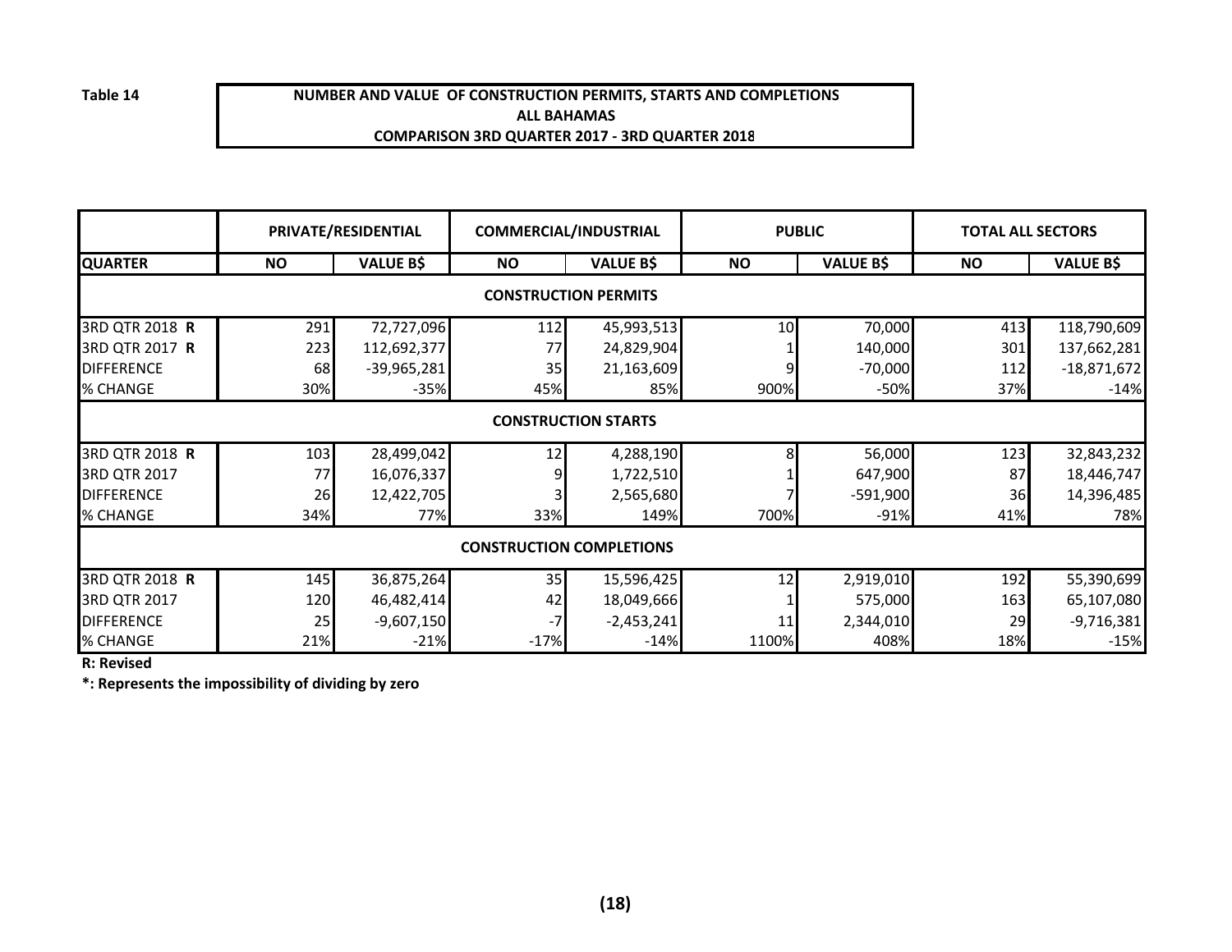Table 14

**NUMBER AND VALUE OF CONSTRUCTION PERMITS, STARTS AND COMPLETIONS**
**ALL BAHAMAS**
**COMPARISON 3RD QUARTER 2017 - 3RD QUARTER 2018**

| | PRIVATE/RESIDENTIAL | | COMMERCIAL/INDUSTRIAL | | PUBLIC | | TOTAL ALL SECTORS | |
|---|---|---|---|---|---|---|---|---|
| **QUARTER** | **NO** | **VALUE B$** | **NO** | **VALUE B$** | **NO** | **VALUE B$** | **NO** | **VALUE B$** |
| **CONSTRUCTION PERMITS** | | | | | | | | |
| 3RD QTR 2018 **R** | 291 | 72,727,096 | 112 | 45,993,513 | 10 | 70,000 | 413 | 118,790,609 |
| 3RD QTR 2017 **R** | 223 | 112,692,377 | 77 | 24,829,904 | 1 | 140,000 | 301 | 137,662,281 |
| DIFFERENCE | 68 | -39,965,281 | 35 | 21,163,609 | 9 | -70,000 | 112 | -18,871,672 |
| % CHANGE | 30% | -35% | 45% | 85% | 900% | -50% | 37% | -14% |
| **CONSTRUCTION STARTS** | | | | | | | | |
| 3RD QTR 2018 **R** | 103 | 28,499,042 | 12 | 4,288,190 | 8 | 56,000 | 123 | 32,843,232 |
| 3RD QTR 2017 | 77 | 16,076,337 | 9 | 1,722,510 | 1 | 647,900 | 87 | 18,446,747 |
| DIFFERENCE | 26 | 12,422,705 | 3 | 2,565,680 | 7 | -591,900 | 36 | 14,396,485 |
| % CHANGE | 34% | 77% | 33% | 149% | 700% | -91% | 41% | 78% |
| **CONSTRUCTION COMPLETIONS** | | | | | | | | |
| 3RD QTR 2018 **R** | 145 | 36,875,264 | 35 | 15,596,425 | 12 | 2,919,010 | 192 | 55,390,699 |
| 3RD QTR 2017 | 120 | 46,482,414 | 42 | 18,049,666 | 1 | 575,000 | 163 | 65,107,080 |
| DIFFERENCE | 25 | -9,607,150 | -7 | -2,453,241 | 11 | 2,344,010 | 29 | -9,716,381 |
| % CHANGE | 21% | -21% | -17% | -14% | 1100% | 408% | 18% | -15% |

**R: Revised**

**\*: Represents the impossibility of dividing by zero**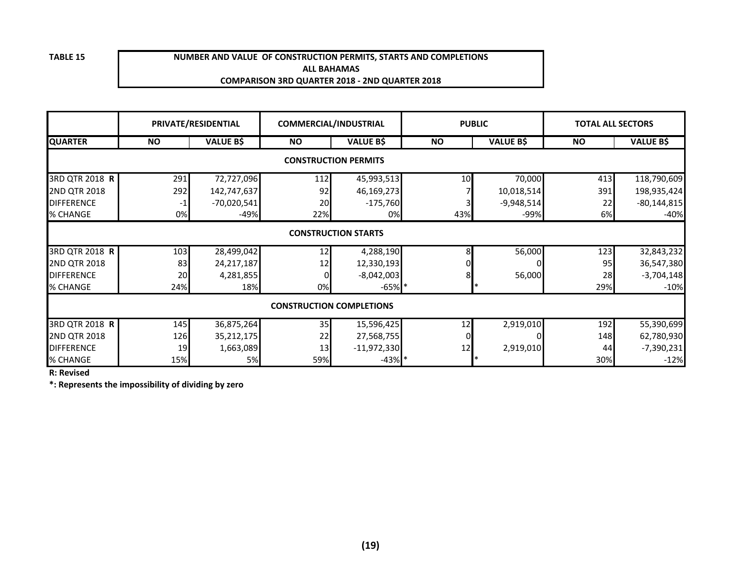**TABLE 15**

**NUMBER AND VALUE OF CONSTRUCTION PERMITS, STARTS AND COMPLETIONS**
**ALL BAHAMAS**
**COMPARISON 3RD QUARTER 2018 - 2ND QUARTER 2018**

| | PRIVATE/RESIDENTIAL | | COMMERCIAL/INDUSTRIAL | | PUBLIC | | TOTAL ALL SECTORS | |
|---|---|---|---|---|---|---|---|---|
| **QUARTER** | **NO** | **VALUE B$** | **NO** | **VALUE B$** | **NO** | **VALUE B$** | **NO** | **VALUE B$** |
| | | | | **CONSTRUCTION PERMITS** | | | | |
| 3RD QTR 2018 **R** | 291 | 72,727,096 | 112 | 45,993,513 | 10 | 70,000 | 413 | 118,790,609 |
| 2ND QTR 2018 | 292 | 142,747,637 | 92 | 46,169,273 | 7 | 10,018,514 | 391 | 198,935,424 |
| DIFFERENCE | -1 | -70,020,541 | 20 | -175,760 | 3 | -9,948,514 | 22 | -80,144,815 |
| % CHANGE | 0% | -49% | 22% | 0% | 43% | -99% | 6% | -40% |
| | | | | **CONSTRUCTION STARTS** | | | | |
| 3RD QTR 2018 **R** | 103 | 28,499,042 | 12 | 4,288,190 | 8 | 56,000 | 123 | 32,843,232 |
| 2ND QTR 2018 | 83 | 24,217,187 | 12 | 12,330,193 | 0 | 0 | 95 | 36,547,380 |
| DIFFERENCE | 20 | 4,281,855 | 0 | -8,042,003 | 8 | 56,000 | 28 | -3,704,148 |
| % CHANGE | 24% | 18% | 0% | -65% | * | * | 29% | -10% |
| | | | | **CONSTRUCTION COMPLETIONS** | | | | |
| 3RD QTR 2018 **R** | 145 | 36,875,264 | 35 | 15,596,425 | 12 | 2,919,010 | 192 | 55,390,699 |
| 2ND QTR 2018 | 126 | 35,212,175 | 22 | 27,568,755 | 0 | 0 | 148 | 62,780,930 |
| DIFFERENCE | 19 | 1,663,089 | 13 | -11,972,330 | 12 | 2,919,010 | 44 | -7,390,231 |
| % CHANGE | 15% | 5% | 59% | -43% | * | * | 30% | -12% |

**R: Revised**

**\*: Represents the impossibility of dividing by zero**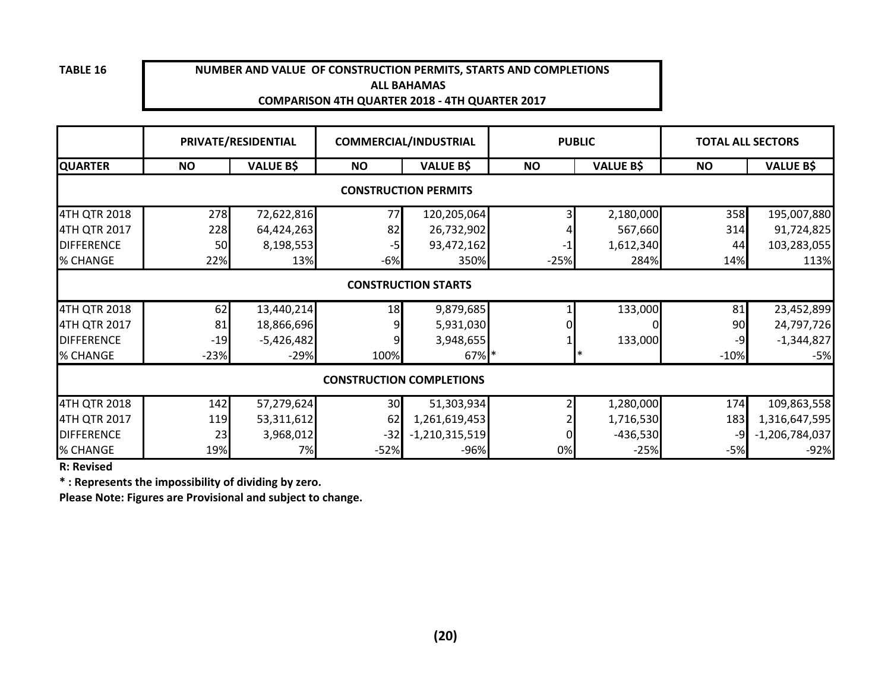**TABLE 16**

**NUMBER AND VALUE OF CONSTRUCTION PERMITS, STARTS AND COMPLETIONS**
**ALL BAHAMAS**
**COMPARISON 4TH QUARTER 2018 - 4TH QUARTER 2017**

| | PRIVATE/RESIDENTIAL | | COMMERCIAL/INDUSTRIAL | | PUBLIC | | TOTAL ALL SECTORS | |
|---|---|---|---|---|---|---|---|---|
| **QUARTER** | **NO** | **VALUE B$** | **NO** | **VALUE B$** | **NO** | **VALUE B$** | **NO** | **VALUE B$** |
| **CONSTRUCTION PERMITS** | | | | | | | | |
| 4TH QTR 2018 | 278 | 72,622,816 | 77 | 120,205,064 | 3 | 2,180,000 | 358 | 195,007,880 |
| 4TH QTR 2017 | 228 | 64,424,263 | 82 | 26,732,902 | 4 | 567,660 | 314 | 91,724,825 |
| DIFFERENCE | 50 | 8,198,553 | -5 | 93,472,162 | -1 | 1,612,340 | 44 | 103,283,055 |
| % CHANGE | 22% | 13% | -6% | 350% | -25% | 284% | 14% | 113% |
| **CONSTRUCTION STARTS** | | | | | | | | |
| 4TH QTR 2018 | 62 | 13,440,214 | 18 | 9,879,685 | 1 | 133,000 | 81 | 23,452,899 |
| 4TH QTR 2017 | 81 | 18,866,696 | 9 | 5,931,030 | 0 | 0 | 90 | 24,797,726 |
| DIFFERENCE | -19 | -5,426,482 | 9 | 3,948,655 | 1 | 133,000 | -9 | -1,344,827 |
| % CHANGE | -23% | -29% | 100% | 67% | * | * | -10% | -5% |
| **CONSTRUCTION COMPLETIONS** | | | | | | | | |
| 4TH QTR 2018 | 142 | 57,279,624 | 30 | 51,303,934 | 2 | 1,280,000 | 174 | 109,863,558 |
| 4TH QTR 2017 | 119 | 53,311,612 | 62 | 1,261,619,453 | 2 | 1,716,530 | 183 | 1,316,647,595 |
| DIFFERENCE | 23 | 3,968,012 | -32 | -1,210,315,519 | 0 | -436,530 | -9 | -1,206,784,037 |
| % CHANGE | 19% | 7% | -52% | -96% | 0% | -25% | -5% | -92% |

**R: Revised**

**\* : Represents the impossibility of dividing by zero.**

**Please Note: Figures are Provisional and subject to change.**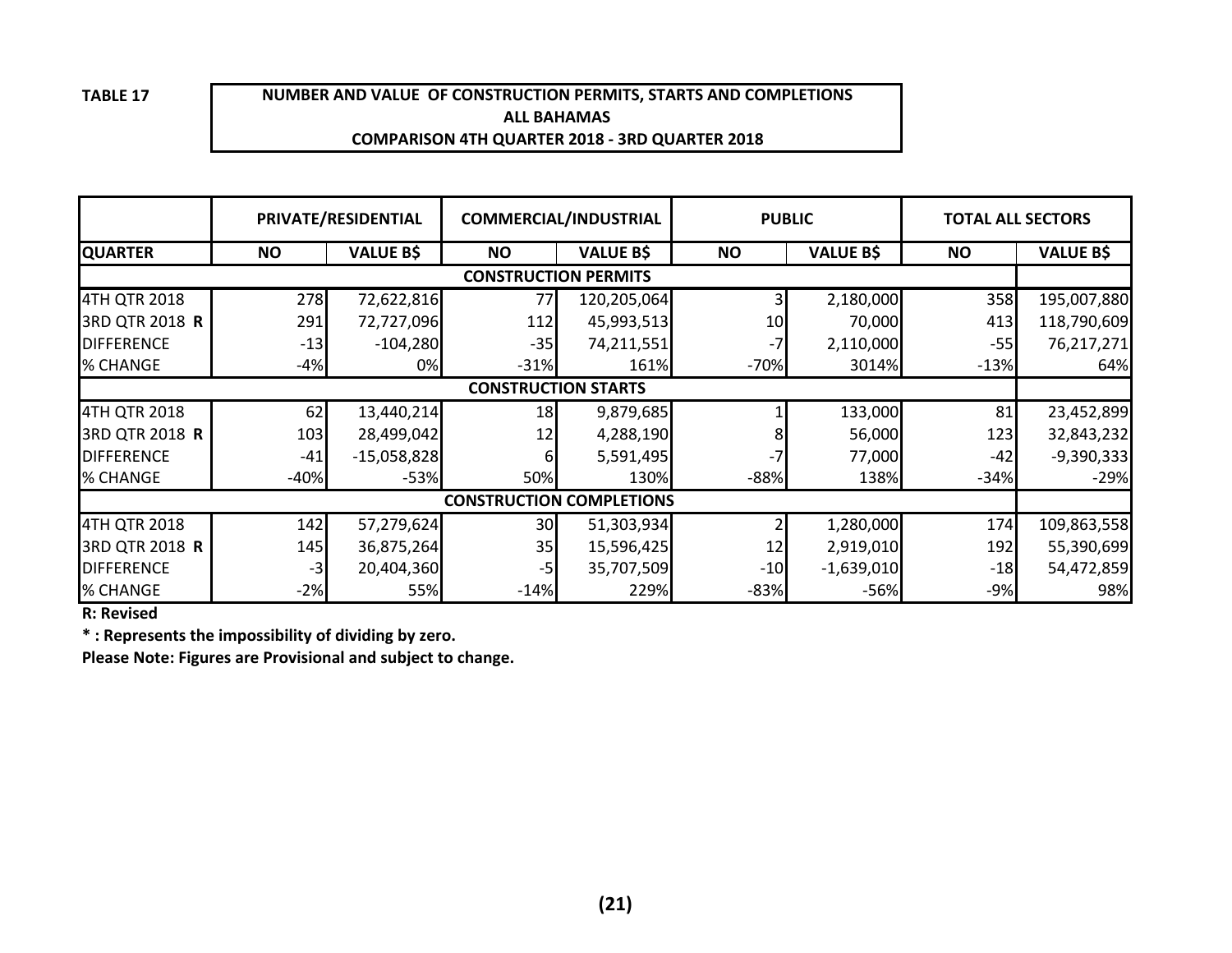**TABLE 17**

**NUMBER AND VALUE OF CONSTRUCTION PERMITS, STARTS AND COMPLETIONS**
**ALL BAHAMAS**
**COMPARISON 4TH QUARTER 2018 - 3RD QUARTER 2018**

| | PRIVATE/RESIDENTIAL | | COMMERCIAL/INDUSTRIAL | | PUBLIC | | TOTAL ALL SECTORS | |
|---|---|---|---|---|---|---|---|---|
| **QUARTER** | **NO** | **VALUE B$** | **NO** | **VALUE B$** | **NO** | **VALUE B$** | **NO** | **VALUE B$** |
| **CONSTRUCTION PERMITS** | | | | | | | | |
| 4TH QTR 2018 | 278 | 72,622,816 | 77 | 120,205,064 | 3 | 2,180,000 | 358 | 195,007,880 |
| 3RD QTR 2018 **R** | 291 | 72,727,096 | 112 | 45,993,513 | 10 | 70,000 | 413 | 118,790,609 |
| DIFFERENCE | -13 | -104,280 | -35 | 74,211,551 | -7 | 2,110,000 | -55 | 76,217,271 |
| % CHANGE | -4% | 0% | -31% | 161% | -70% | 3014% | -13% | 64% |
| **CONSTRUCTION STARTS** | | | | | | | | |
| 4TH QTR 2018 | 62 | 13,440,214 | 18 | 9,879,685 | 1 | 133,000 | 81 | 23,452,899 |
| 3RD QTR 2018 **R** | 103 | 28,499,042 | 12 | 4,288,190 | 8 | 56,000 | 123 | 32,843,232 |
| DIFFERENCE | -41 | -15,058,828 | 6 | 5,591,495 | -7 | 77,000 | -42 | -9,390,333 |
| % CHANGE | -40% | -53% | 50% | 130% | -88% | 138% | -34% | -29% |
| **CONSTRUCTION COMPLETIONS** | | | | | | | | |
| 4TH QTR 2018 | 142 | 57,279,624 | 30 | 51,303,934 | 2 | 1,280,000 | 174 | 109,863,558 |
| 3RD QTR 2018 **R** | 145 | 36,875,264 | 35 | 15,596,425 | 12 | 2,919,010 | 192 | 55,390,699 |
| DIFFERENCE | -3 | 20,404,360 | -5 | 35,707,509 | -10 | -1,639,010 | -18 | 54,472,859 |
| % CHANGE | -2% | 55% | -14% | 229% | -83% | -56% | -9% | 98% |

**R: Revised**

**\* : Represents the impossibility of dividing by zero.**

**Please Note: Figures are Provisional and subject to change.**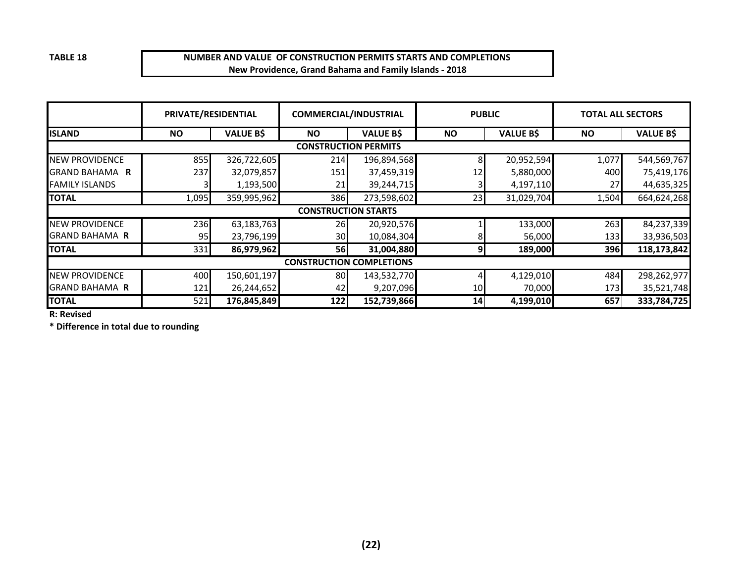**TABLE 18**

**NUMBER AND VALUE OF CONSTRUCTION PERMITS STARTS AND COMPLETIONS**
**New Providence, Grand Bahama and Family Islands - 2018**

| | PRIVATE/RESIDENTIAL | | COMMERCIAL/INDUSTRIAL | | PUBLIC | | TOTAL ALL SECTORS | |
|---|---|---|---|---|---|---|---|---|
| **ISLAND** | **NO** | **VALUE B$** | **NO** | **VALUE B$** | **NO** | **VALUE B$** | **NO** | **VALUE B$** |
| **CONSTRUCTION PERMITS** | | | | | | | | |
| NEW PROVIDENCE | 855 | 326,722,605 | 214 | 196,894,568 | 8 | 20,952,594 | 1,077 | 544,569,767 |
| GRAND BAHAMA **R** | 237 | 32,079,857 | 151 | 37,459,319 | 12 | 5,880,000 | 400 | 75,419,176 |
| FAMILY ISLANDS | 3 | 1,193,500 | 21 | 39,244,715 | 3 | 4,197,110 | 27 | 44,635,325 |
| **TOTAL** | 1,095 | 359,995,962 | 386 | 273,598,602 | 23 | 31,029,704 | 1,504 | 664,624,268 |
| **CONSTRUCTION STARTS** | | | | | | | | |
| NEW PROVIDENCE | 236 | 63,183,763 | 26 | 20,920,576 | 1 | 133,000 | 263 | 84,237,339 |
| GRAND BAHAMA **R** | 95 | 23,796,199 | 30 | 10,084,304 | 8 | 56,000 | 133 | 33,936,503 |
| **TOTAL** | 331 | **86,979,962** | **56** | **31,004,880** | **9** | **189,000** | **396** | **118,173,842** |
| **CONSTRUCTION COMPLETIONS** | | | | | | | | |
| NEW PROVIDENCE | 400 | 150,601,197 | 80 | 143,532,770 | 4 | 4,129,010 | 484 | 298,262,977 |
| GRAND BAHAMA **R** | 121 | 26,244,652 | 42 | 9,207,096 | 10 | 70,000 | 173 | 35,521,748 |
| **TOTAL** | 521 | **176,845,849** | **122** | **152,739,866** | **14** | **4,199,010** | **657** | **333,784,725** |

**R: Revised**

**\* Difference in total due to rounding**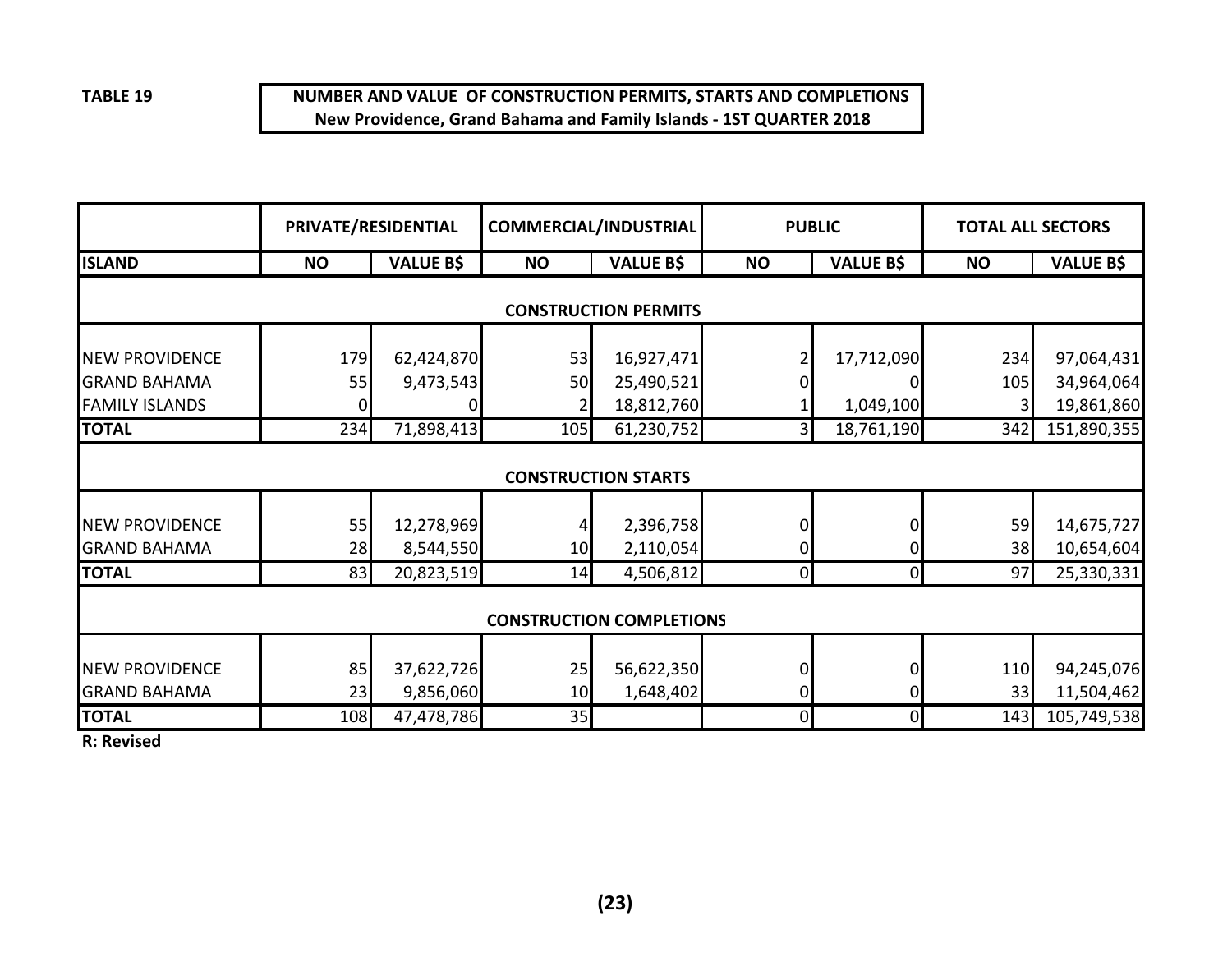**TABLE 19**

**NUMBER AND VALUE OF CONSTRUCTION PERMITS, STARTS AND COMPLETIONS**
**New Providence, Grand Bahama and Family Islands - 1ST QUARTER 2018**

| | PRIVATE/RESIDENTIAL | | COMMERCIAL/INDUSTRIAL | | PUBLIC | | TOTAL ALL SECTORS | |
|---|---|---|---|---|---|---|---|---|
| **ISLAND** | **NO** | **VALUE B$** | **NO** | **VALUE B$** | **NO** | **VALUE B$** | **NO** | **VALUE B$** |
| | | | | **CONSTRUCTION PERMITS** | | | | |
| NEW PROVIDENCE | 179 | 62,424,870 | 53 | 16,927,471 | 2 | 17,712,090 | 234 | 97,064,431 |
| GRAND BAHAMA | 55 | 9,473,543 | 50 | 25,490,521 | 0 | 0 | 105 | 34,964,064 |
| FAMILY ISLANDS | 0 | 0 | 2 | 18,812,760 | 1 | 1,049,100 | 3 | 19,861,860 |
| **TOTAL** | 234 | 71,898,413 | 105 | 61,230,752 | 3 | 18,761,190 | 342 | 151,890,355 |
| | | | | **CONSTRUCTION STARTS** | | | | |
| NEW PROVIDENCE | 55 | 12,278,969 | 4 | 2,396,758 | 0 | 0 | 59 | 14,675,727 |
| GRAND BAHAMA | 28 | 8,544,550 | 10 | 2,110,054 | 0 | 0 | 38 | 10,654,604 |
| **TOTAL** | 83 | 20,823,519 | 14 | 4,506,812 | 0 | 0 | 97 | 25,330,331 |
| | | | | **CONSTRUCTION COMPLETIONS** | | | | |
| NEW PROVIDENCE | 85 | 37,622,726 | 25 | 56,622,350 | 0 | 0 | 110 | 94,245,076 |
| GRAND BAHAMA | 23 | 9,856,060 | 10 | 1,648,402 | 0 | 0 | 33 | 11,504,462 |
| **TOTAL** | 108 | 47,478,786 | 35 | | 0 | 0 | 143 | 105,749,538 |

**R: Revised**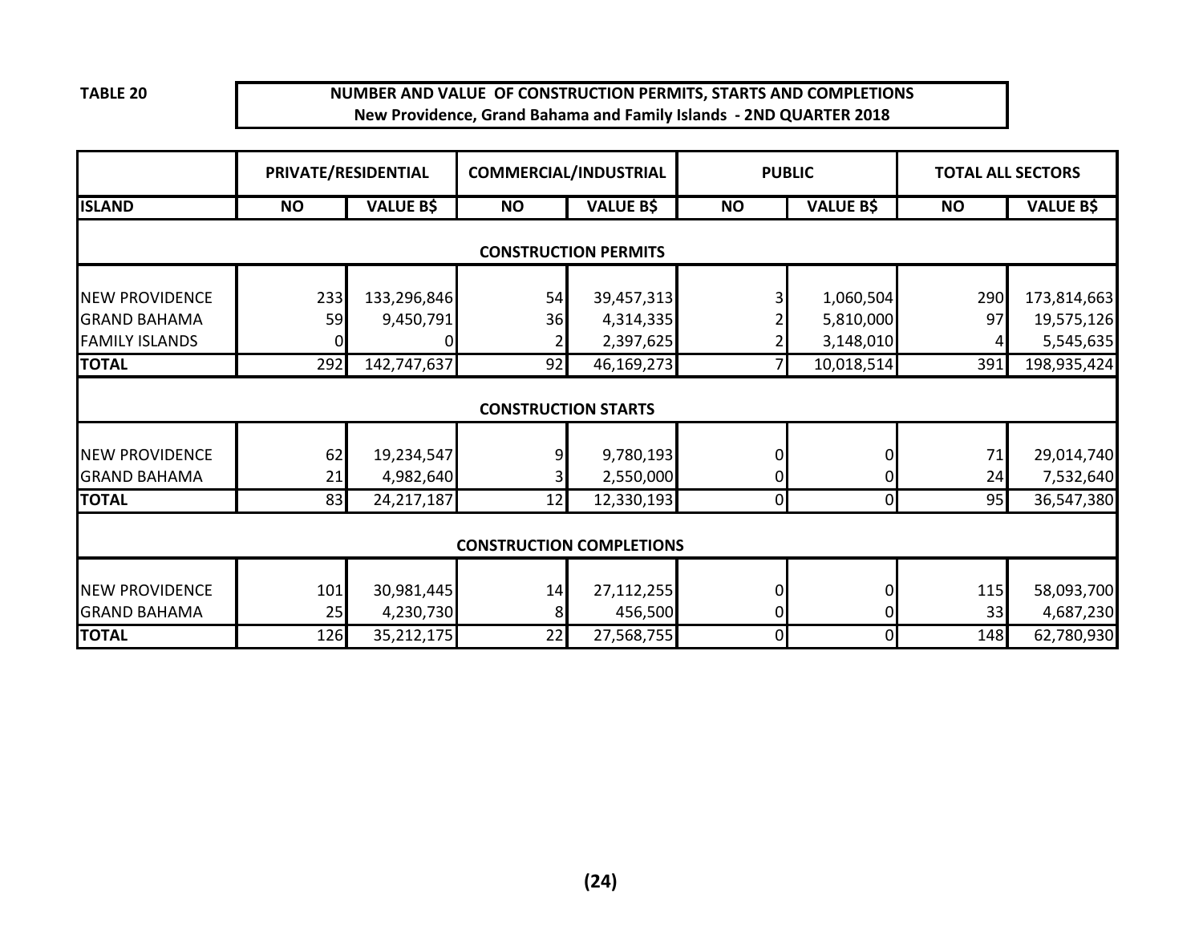**TABLE 20**

**NUMBER AND VALUE OF CONSTRUCTION PERMITS, STARTS AND COMPLETIONS**
**New Providence, Grand Bahama and Family Islands - 2ND QUARTER 2018**

| | PRIVATE/RESIDENTIAL | | COMMERCIAL/INDUSTRIAL | | PUBLIC | | TOTAL ALL SECTORS | |
|---|---|---|---|---|---|---|---|---|
| **ISLAND** | **NO** | **VALUE B$** | **NO** | **VALUE B$** | **NO** | **VALUE B$** | **NO** | **VALUE B$** |
| **CONSTRUCTION PERMITS** | | | | | | | | |
| NEW PROVIDENCE | 233 | 133,296,846 | 54 | 39,457,313 | 3 | 1,060,504 | 290 | 173,814,663 |
| GRAND BAHAMA | 59 | 9,450,791 | 36 | 4,314,335 | 2 | 5,810,000 | 97 | 19,575,126 |
| FAMILY ISLANDS | 0 | 0 | 2 | 2,397,625 | 2 | 3,148,010 | 4 | 5,545,635 |
| **TOTAL** | 292 | 142,747,637 | 92 | 46,169,273 | 7 | 10,018,514 | 391 | 198,935,424 |
| **CONSTRUCTION STARTS** | | | | | | | | |
| NEW PROVIDENCE | 62 | 19,234,547 | 9 | 9,780,193 | 0 | 0 | 71 | 29,014,740 |
| GRAND BAHAMA | 21 | 4,982,640 | 3 | 2,550,000 | 0 | 0 | 24 | 7,532,640 |
| **TOTAL** | 83 | 24,217,187 | 12 | 12,330,193 | 0 | 0 | 95 | 36,547,380 |
| **CONSTRUCTION COMPLETIONS** | | | | | | | | |
| NEW PROVIDENCE | 101 | 30,981,445 | 14 | 27,112,255 | 0 | 0 | 115 | 58,093,700 |
| GRAND BAHAMA | 25 | 4,230,730 | 8 | 456,500 | 0 | 0 | 33 | 4,687,230 |
| **TOTAL** | 126 | 35,212,175 | 22 | 27,568,755 | 0 | 0 | 148 | 62,780,930 |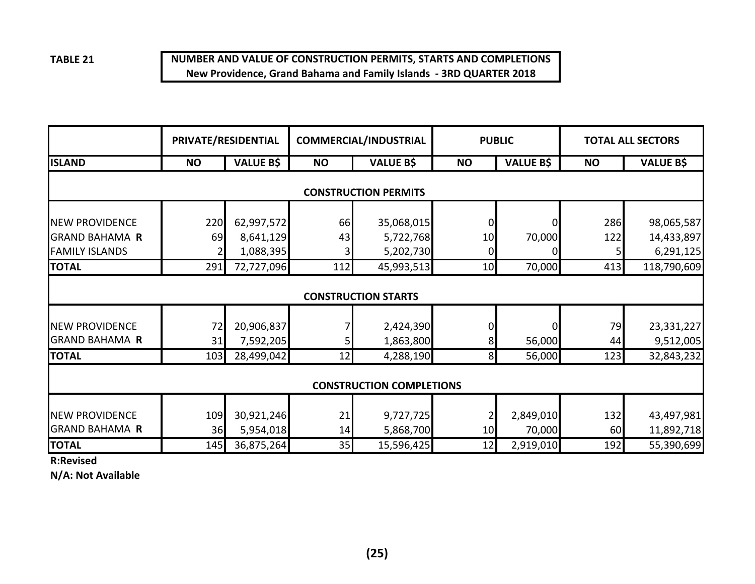**TABLE 21**

**NUMBER AND VALUE OF CONSTRUCTION PERMITS, STARTS AND COMPLETIONS**
**New Providence, Grand Bahama and Family Islands - 3RD QUARTER 2018**

| | PRIVATE/RESIDENTIAL | | COMMERCIAL/INDUSTRIAL | | PUBLIC | | TOTAL ALL SECTORS | |
|---|---|---|---|---|---|---|---|---|
| **ISLAND** | **NO** | **VALUE B$** | **NO** | **VALUE B$** | **NO** | **VALUE B$** | **NO** | **VALUE B$** |
| | | | | **CONSTRUCTION PERMITS** | | | | |
| NEW PROVIDENCE | 220 | 62,997,572 | 66 | 35,068,015 | 0 | 0 | 286 | 98,065,587 |
| GRAND BAHAMA **R** | 69 | 8,641,129 | 43 | 5,722,768 | 10 | 70,000 | 122 | 14,433,897 |
| FAMILY ISLANDS | 2 | 1,088,395 | 3 | 5,202,730 | 0 | 0 | 5 | 6,291,125 |
| **TOTAL** | 291 | 72,727,096 | 112 | 45,993,513 | 10 | 70,000 | 413 | 118,790,609 |
| | | | | **CONSTRUCTION STARTS** | | | | |
| NEW PROVIDENCE | 72 | 20,906,837 | 7 | 2,424,390 | 0 | 0 | 79 | 23,331,227 |
| GRAND BAHAMA **R** | 31 | 7,592,205 | 5 | 1,863,800 | 8 | 56,000 | 44 | 9,512,005 |
| **TOTAL** | 103 | 28,499,042 | 12 | 4,288,190 | 8 | 56,000 | 123 | 32,843,232 |
| | | | | **CONSTRUCTION COMPLETIONS** | | | | |
| NEW PROVIDENCE | 109 | 30,921,246 | 21 | 9,727,725 | 2 | 2,849,010 | 132 | 43,497,981 |
| GRAND BAHAMA **R** | 36 | 5,954,018 | 14 | 5,868,700 | 10 | 70,000 | 60 | 11,892,718 |
| **TOTAL** | 145 | 36,875,264 | 35 | 15,596,425 | 12 | 2,919,010 | 192 | 55,390,699 |

**R:Revised**
**N/A: Not Available**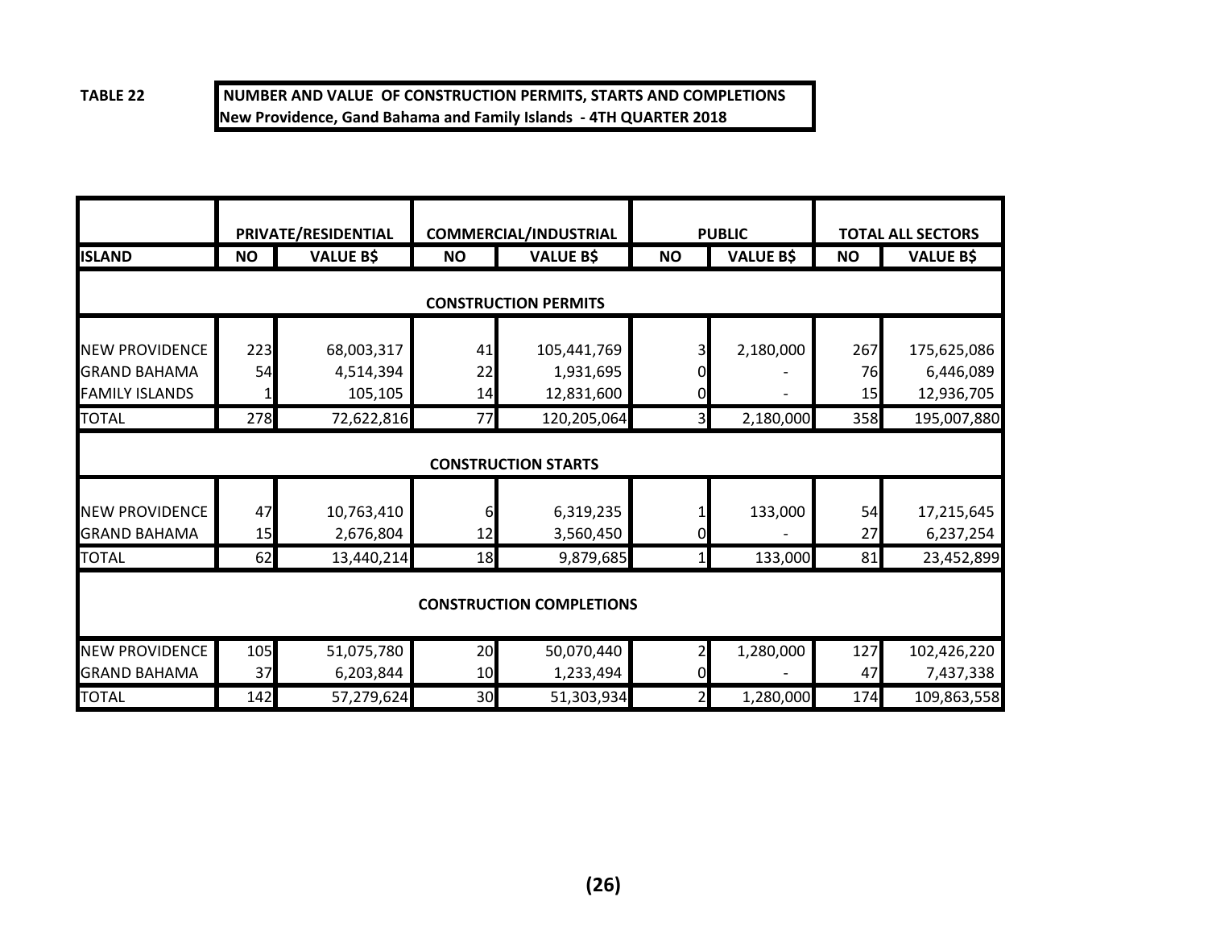**TABLE 22**

**NUMBER AND VALUE OF CONSTRUCTION PERMITS, STARTS AND COMPLETIONS**
**New Providence, Gand Bahama and Family Islands - 4TH QUARTER 2018**

| | PRIVATE/RESIDENTIAL | | COMMERCIAL/INDUSTRIAL | | PUBLIC | | TOTAL ALL SECTORS | |
|---|---|---|---|---|---|---|---|---|
| **ISLAND** | **NO** | **VALUE B$** | **NO** | **VALUE B$** | **NO** | **VALUE B$** | **NO** | **VALUE B$** |
| | | | | **CONSTRUCTION PERMITS** | | | | |
| NEW PROVIDENCE | 223 | 68,003,317 | 41 | 105,441,769 | 3 | 2,180,000 | 267 | 175,625,086 |
| GRAND BAHAMA | 54 | 4,514,394 | 22 | 1,931,695 | 0 | - | 76 | 6,446,089 |
| FAMILY ISLANDS | 1 | 105,105 | 14 | 12,831,600 | 0 | - | 15 | 12,936,705 |
| TOTAL | 278 | 72,622,816 | 77 | 120,205,064 | 3 | 2,180,000 | 358 | 195,007,880 |
| | | | | **CONSTRUCTION STARTS** | | | | |
| NEW PROVIDENCE | 47 | 10,763,410 | 6 | 6,319,235 | 1 | 133,000 | 54 | 17,215,645 |
| GRAND BAHAMA | 15 | 2,676,804 | 12 | 3,560,450 | 0 | - | 27 | 6,237,254 |
| TOTAL | 62 | 13,440,214 | 18 | 9,879,685 | 1 | 133,000 | 81 | 23,452,899 |
| | | | | **CONSTRUCTION COMPLETIONS** | | | | |
| NEW PROVIDENCE | 105 | 51,075,780 | 20 | 50,070,440 | 2 | 1,280,000 | 127 | 102,426,220 |
| GRAND BAHAMA | 37 | 6,203,844 | 10 | 1,233,494 | 0 | - | 47 | 7,437,338 |
| TOTAL | 142 | 57,279,624 | 30 | 51,303,934 | 2 | 1,280,000 | 174 | 109,863,558 |